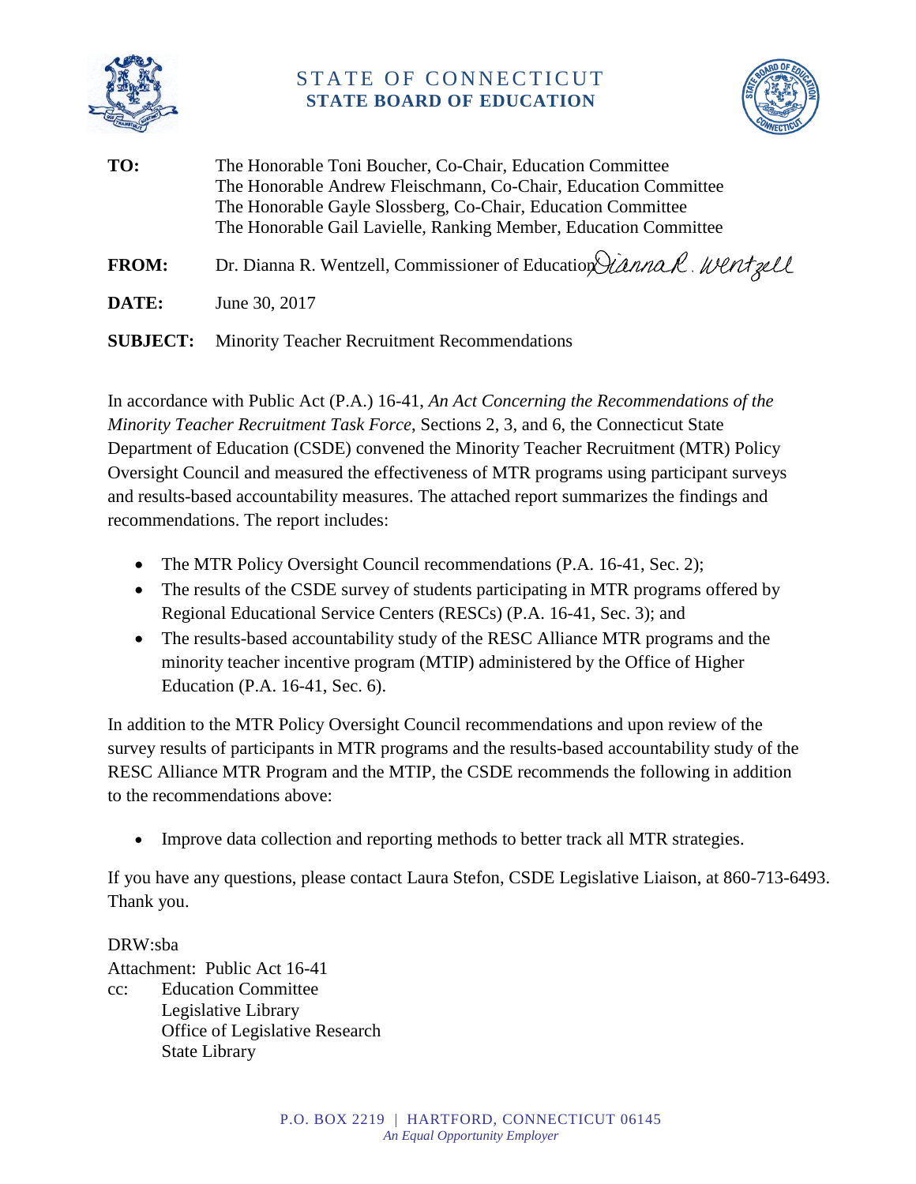# STATE OF CONNECTICUT
## STATE BOARD OF EDUCATION

**TO:** The Honorable Toni Boucher, Co-Chair, Education Committee
The Honorable Andrew Fleischmann, Co-Chair, Education Committee
The Honorable Gayle Slossberg, Co-Chair, Education Committee
The Honorable Gail Lavielle, Ranking Member, Education Committee

**FROM:** Dr. Dianna R. Wentzell, Commissioner of Education

**DATE:** June 30, 2017

**SUBJECT:** Minority Teacher Recruitment Recommendations

In accordance with Public Act (P.A.) 16-41, *An Act Concerning the Recommendations of the Minority Teacher Recruitment Task Force*, Sections 2, 3, and 6, the Connecticut State Department of Education (CSDE) convened the Minority Teacher Recruitment (MTR) Policy Oversight Council and measured the effectiveness of MTR programs using participant surveys and results-based accountability measures. The attached report summarizes the findings and recommendations. The report includes:

- The MTR Policy Oversight Council recommendations (P.A. 16-41, Sec. 2);
- The results of the CSDE survey of students participating in MTR programs offered by Regional Educational Service Centers (RESCs) (P.A. 16-41, Sec. 3); and
- The results-based accountability study of the RESC Alliance MTR programs and the minority teacher incentive program (MTIP) administered by the Office of Higher Education (P.A. 16-41, Sec. 6).

In addition to the MTR Policy Oversight Council recommendations and upon review of the survey results of participants in MTR programs and the results-based accountability study of the RESC Alliance MTR Program and the MTIP, the CSDE recommends the following in addition to the recommendations above:

- Improve data collection and reporting methods to better track all MTR strategies.

If you have any questions, please contact Laura Stefon, CSDE Legislative Liaison, at 860-713-6493. Thank you.

DRW:sba
Attachment: Public Act 16-41
cc: Education Committee
Legislative Library
Office of Legislative Research
State Library

P.O. BOX 2219 | HARTFORD, CONNECTICUT 06145
*An Equal Opportunity Employer*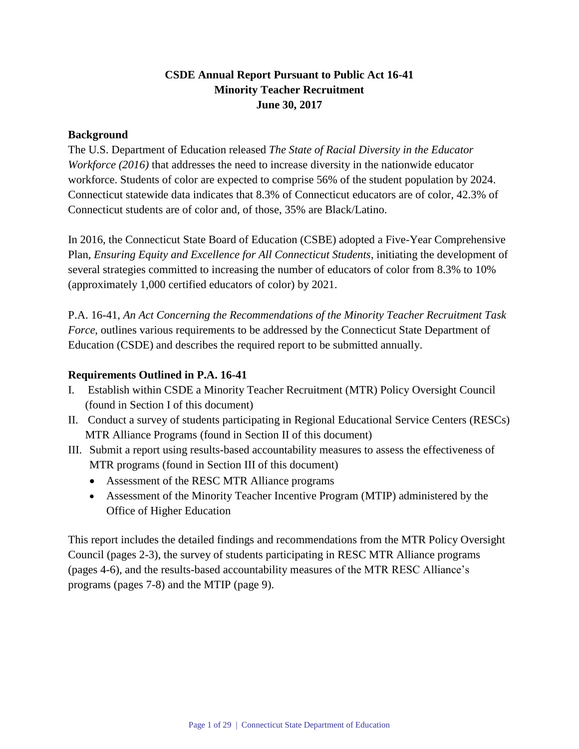# CSDE Annual Report Pursuant to Public Act 16-41
# Minority Teacher Recruitment
# June 30, 2017

## Background

The U.S. Department of Education released *The State of Racial Diversity in the Educator Workforce (2016)* that addresses the need to increase diversity in the nationwide educator workforce. Students of color are expected to comprise 56% of the student population by 2024. Connecticut statewide data indicates that 8.3% of Connecticut educators are of color, 42.3% of Connecticut students are of color and, of those, 35% are Black/Latino.

In 2016, the Connecticut State Board of Education (CSBE) adopted a Five-Year Comprehensive Plan, *Ensuring Equity and Excellence for All Connecticut Students*, initiating the development of several strategies committed to increasing the number of educators of color from 8.3% to 10% (approximately 1,000 certified educators of color) by 2021.

P.A. 16-41, *An Act Concerning the Recommendations of the Minority Teacher Recruitment Task Force*, outlines various requirements to be addressed by the Connecticut State Department of Education (CSDE) and describes the required report to be submitted annually.

## Requirements Outlined in P.A. 16-41

I. Establish within CSDE a Minority Teacher Recruitment (MTR) Policy Oversight Council (found in Section I of this document)

II. Conduct a survey of students participating in Regional Educational Service Centers (RESCs) MTR Alliance Programs (found in Section II of this document)

III. Submit a report using results-based accountability measures to assess the effectiveness of MTR programs (found in Section III of this document)
- Assessment of the RESC MTR Alliance programs
- Assessment of the Minority Teacher Incentive Program (MTIP) administered by the Office of Higher Education

This report includes the detailed findings and recommendations from the MTR Policy Oversight Council (pages 2-3), the survey of students participating in RESC MTR Alliance programs (pages 4-6), and the results-based accountability measures of the MTR RESC Alliance's programs (pages 7-8) and the MTIP (page 9).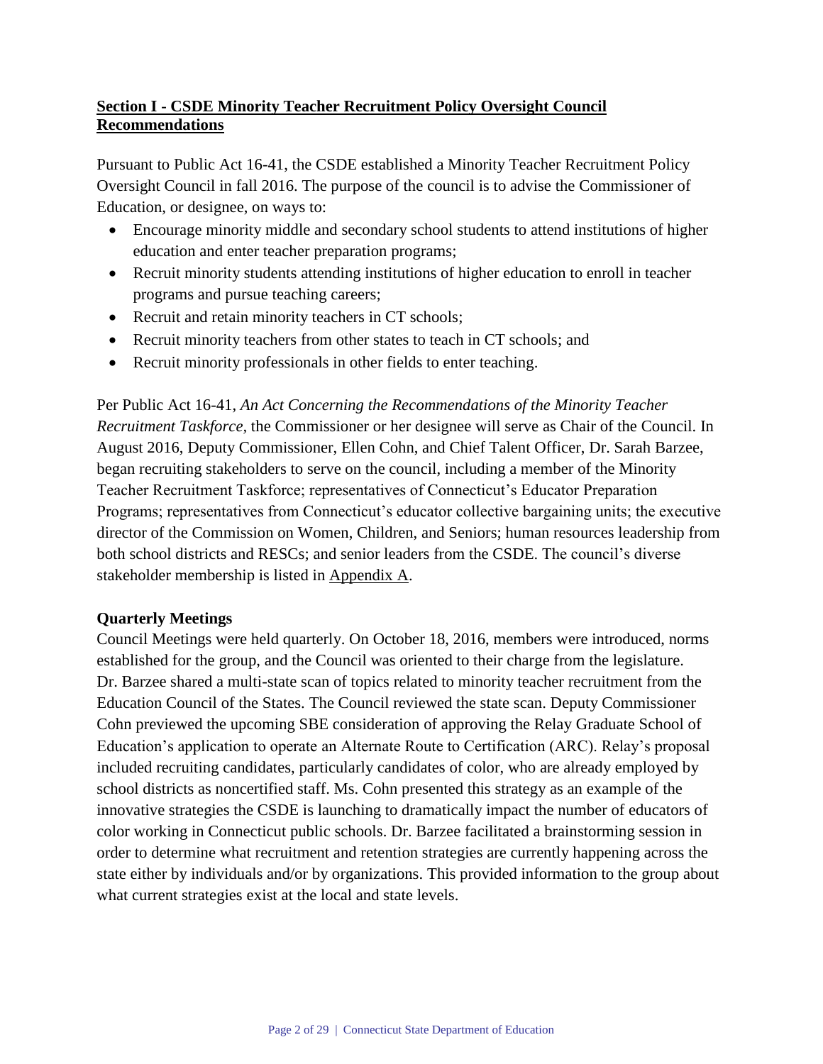## Section I - CSDE Minority Teacher Recruitment Policy Oversight Council Recommendations

Pursuant to Public Act 16-41, the CSDE established a Minority Teacher Recruitment Policy Oversight Council in fall 2016. The purpose of the council is to advise the Commissioner of Education, or designee, on ways to:

- Encourage minority middle and secondary school students to attend institutions of higher education and enter teacher preparation programs;
- Recruit minority students attending institutions of higher education to enroll in teacher programs and pursue teaching careers;
- Recruit and retain minority teachers in CT schools;
- Recruit minority teachers from other states to teach in CT schools; and
- Recruit minority professionals in other fields to enter teaching.

Per Public Act 16-41, *An Act Concerning the Recommendations of the Minority Teacher Recruitment Taskforce*, the Commissioner or her designee will serve as Chair of the Council. In August 2016, Deputy Commissioner, Ellen Cohn, and Chief Talent Officer, Dr. Sarah Barzee, began recruiting stakeholders to serve on the council, including a member of the Minority Teacher Recruitment Taskforce; representatives of Connecticut's Educator Preparation Programs; representatives from Connecticut's educator collective bargaining units; the executive director of the Commission on Women, Children, and Seniors; human resources leadership from both school districts and RESCs; and senior leaders from the CSDE. The council's diverse stakeholder membership is listed in Appendix A.

**Quarterly Meetings**

Council Meetings were held quarterly. On October 18, 2016, members were introduced, norms established for the group, and the Council was oriented to their charge from the legislature. Dr. Barzee shared a multi-state scan of topics related to minority teacher recruitment from the Education Council of the States. The Council reviewed the state scan. Deputy Commissioner Cohn previewed the upcoming SBE consideration of approving the Relay Graduate School of Education's application to operate an Alternate Route to Certification (ARC). Relay's proposal included recruiting candidates, particularly candidates of color, who are already employed by school districts as noncertified staff. Ms. Cohn presented this strategy as an example of the innovative strategies the CSDE is launching to dramatically impact the number of educators of color working in Connecticut public schools. Dr. Barzee facilitated a brainstorming session in order to determine what recruitment and retention strategies are currently happening across the state either by individuals and/or by organizations. This provided information to the group about what current strategies exist at the local and state levels.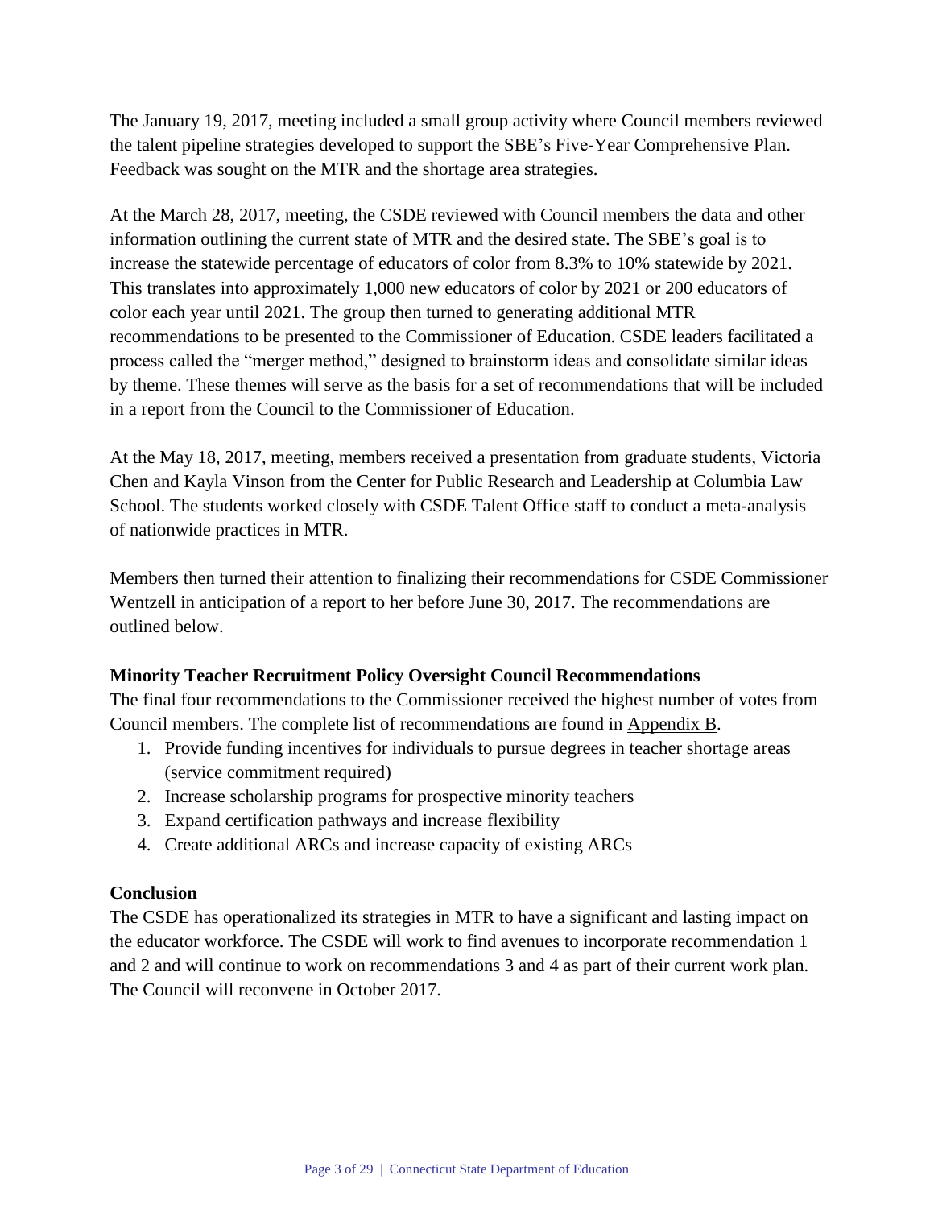The January 19, 2017, meeting included a small group activity where Council members reviewed the talent pipeline strategies developed to support the SBE's Five-Year Comprehensive Plan. Feedback was sought on the MTR and the shortage area strategies.

At the March 28, 2017, meeting, the CSDE reviewed with Council members the data and other information outlining the current state of MTR and the desired state. The SBE's goal is to increase the statewide percentage of educators of color from 8.3% to 10% statewide by 2021. This translates into approximately 1,000 new educators of color by 2021 or 200 educators of color each year until 2021. The group then turned to generating additional MTR recommendations to be presented to the Commissioner of Education. CSDE leaders facilitated a process called the "merger method," designed to brainstorm ideas and consolidate similar ideas by theme. These themes will serve as the basis for a set of recommendations that will be included in a report from the Council to the Commissioner of Education.

At the May 18, 2017, meeting, members received a presentation from graduate students, Victoria Chen and Kayla Vinson from the Center for Public Research and Leadership at Columbia Law School. The students worked closely with CSDE Talent Office staff to conduct a meta-analysis of nationwide practices in MTR.

Members then turned their attention to finalizing their recommendations for CSDE Commissioner Wentzell in anticipation of a report to her before June 30, 2017. The recommendations are outlined below.

**Minority Teacher Recruitment Policy Oversight Council Recommendations**

The final four recommendations to the Commissioner received the highest number of votes from Council members. The complete list of recommendations are found in Appendix B.

1. Provide funding incentives for individuals to pursue degrees in teacher shortage areas (service commitment required)
2. Increase scholarship programs for prospective minority teachers
3. Expand certification pathways and increase flexibility
4. Create additional ARCs and increase capacity of existing ARCs

**Conclusion**

The CSDE has operationalized its strategies in MTR to have a significant and lasting impact on the educator workforce. The CSDE will work to find avenues to incorporate recommendation 1 and 2 and will continue to work on recommendations 3 and 4 as part of their current work plan. The Council will reconvene in October 2017.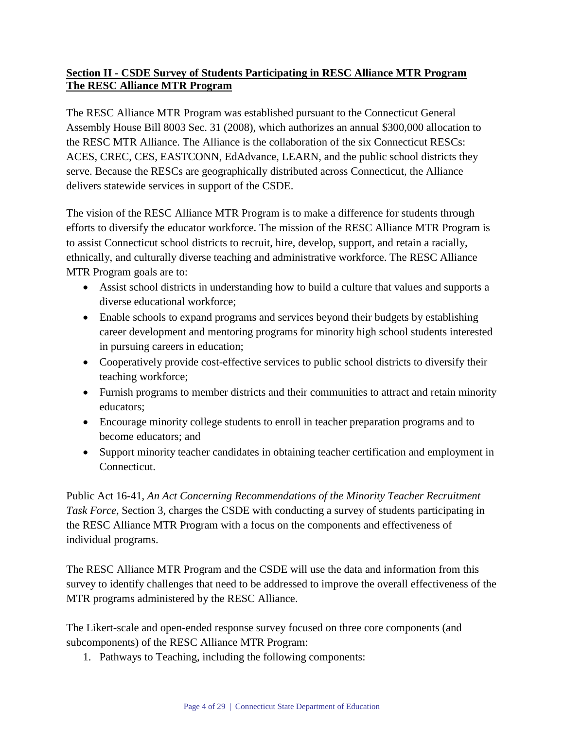**Section II - CSDE Survey of Students Participating in RESC Alliance MTR Program**
**The RESC Alliance MTR Program**

The RESC Alliance MTR Program was established pursuant to the Connecticut General Assembly House Bill 8003 Sec. 31 (2008), which authorizes an annual $300,000 allocation to the RESC MTR Alliance. The Alliance is the collaboration of the six Connecticut RESCs: ACES, CREC, CES, EASTCONN, EdAdvance, LEARN, and the public school districts they serve. Because the RESCs are geographically distributed across Connecticut, the Alliance delivers statewide services in support of the CSDE.

The vision of the RESC Alliance MTR Program is to make a difference for students through efforts to diversify the educator workforce. The mission of the RESC Alliance MTR Program is to assist Connecticut school districts to recruit, hire, develop, support, and retain a racially, ethnically, and culturally diverse teaching and administrative workforce. The RESC Alliance MTR Program goals are to:

- Assist school districts in understanding how to build a culture that values and supports a diverse educational workforce;
- Enable schools to expand programs and services beyond their budgets by establishing career development and mentoring programs for minority high school students interested in pursuing careers in education;
- Cooperatively provide cost-effective services to public school districts to diversify their teaching workforce;
- Furnish programs to member districts and their communities to attract and retain minority educators;
- Encourage minority college students to enroll in teacher preparation programs and to become educators; and
- Support minority teacher candidates in obtaining teacher certification and employment in Connecticut.

Public Act 16-41, *An Act Concerning Recommendations of the Minority Teacher Recruitment Task Force*, Section 3, charges the CSDE with conducting a survey of students participating in the RESC Alliance MTR Program with a focus on the components and effectiveness of individual programs.

The RESC Alliance MTR Program and the CSDE will use the data and information from this survey to identify challenges that need to be addressed to improve the overall effectiveness of the MTR programs administered by the RESC Alliance.

The Likert-scale and open-ended response survey focused on three core components (and subcomponents) of the RESC Alliance MTR Program:

1. Pathways to Teaching, including the following components: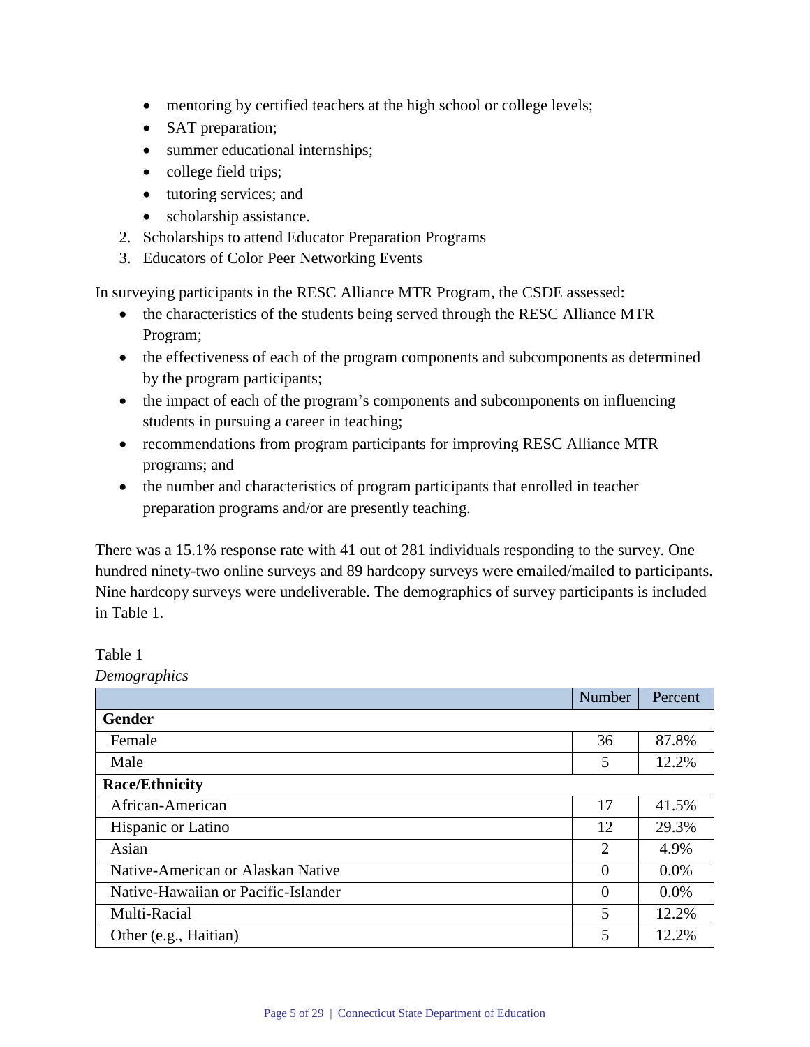- mentoring by certified teachers at the high school or college levels;
- SAT preparation;
- summer educational internships;
- college field trips;
- tutoring services; and
- scholarship assistance.

2. Scholarships to attend Educator Preparation Programs
3. Educators of Color Peer Networking Events

In surveying participants in the RESC Alliance MTR Program, the CSDE assessed:

- the characteristics of the students being served through the RESC Alliance MTR Program;
- the effectiveness of each of the program components and subcomponents as determined by the program participants;
- the impact of each of the program's components and subcomponents on influencing students in pursuing a career in teaching;
- recommendations from program participants for improving RESC Alliance MTR programs; and
- the number and characteristics of program participants that enrolled in teacher preparation programs and/or are presently teaching.

There was a 15.1% response rate with 41 out of 281 individuals responding to the survey. One hundred ninety-two online surveys and 89 hardcopy surveys were emailed/mailed to participants. Nine hardcopy surveys were undeliverable. The demographics of survey participants is included in Table 1.

Table 1

*Demographics*

| | Number | Percent |
|---|---|---|
| **Gender** | | |
| Female | 36 | 87.8% |
| Male | 5 | 12.2% |
| **Race/Ethnicity** | | |
| African-American | 17 | 41.5% |
| Hispanic or Latino | 12 | 29.3% |
| Asian | 2 | 4.9% |
| Native-American or Alaskan Native | 0 | 0.0% |
| Native-Hawaiian or Pacific-Islander | 0 | 0.0% |
| Multi-Racial | 5 | 12.2% |
| Other (e.g., Haitian) | 5 | 12.2% |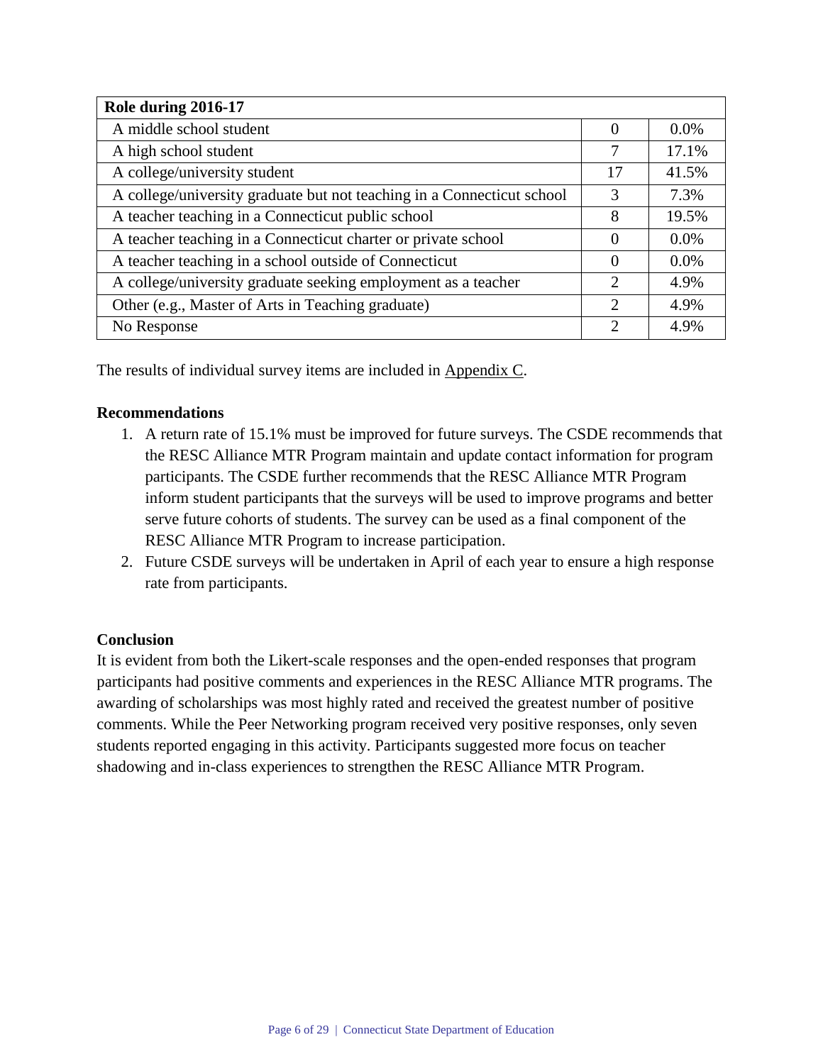| Role during 2016-17 | | |
|---|---|---|
| A middle school student | 0 | 0.0% |
| A high school student | 7 | 17.1% |
| A college/university student | 17 | 41.5% |
| A college/university graduate but not teaching in a Connecticut school | 3 | 7.3% |
| A teacher teaching in a Connecticut public school | 8 | 19.5% |
| A teacher teaching in a Connecticut charter or private school | 0 | 0.0% |
| A teacher teaching in a school outside of Connecticut | 0 | 0.0% |
| A college/university graduate seeking employment as a teacher | 2 | 4.9% |
| Other (e.g., Master of Arts in Teaching graduate) | 2 | 4.9% |
| No Response | 2 | 4.9% |

The results of individual survey items are included in Appendix C.

**Recommendations**

1. A return rate of 15.1% must be improved for future surveys. The CSDE recommends that the RESC Alliance MTR Program maintain and update contact information for program participants. The CSDE further recommends that the RESC Alliance MTR Program inform student participants that the surveys will be used to improve programs and better serve future cohorts of students. The survey can be used as a final component of the RESC Alliance MTR Program to increase participation.
2. Future CSDE surveys will be undertaken in April of each year to ensure a high response rate from participants.

**Conclusion**

It is evident from both the Likert-scale responses and the open-ended responses that program participants had positive comments and experiences in the RESC Alliance MTR programs. The awarding of scholarships was most highly rated and received the greatest number of positive comments. While the Peer Networking program received very positive responses, only seven students reported engaging in this activity. Participants suggested more focus on teacher shadowing and in-class experiences to strengthen the RESC Alliance MTR Program.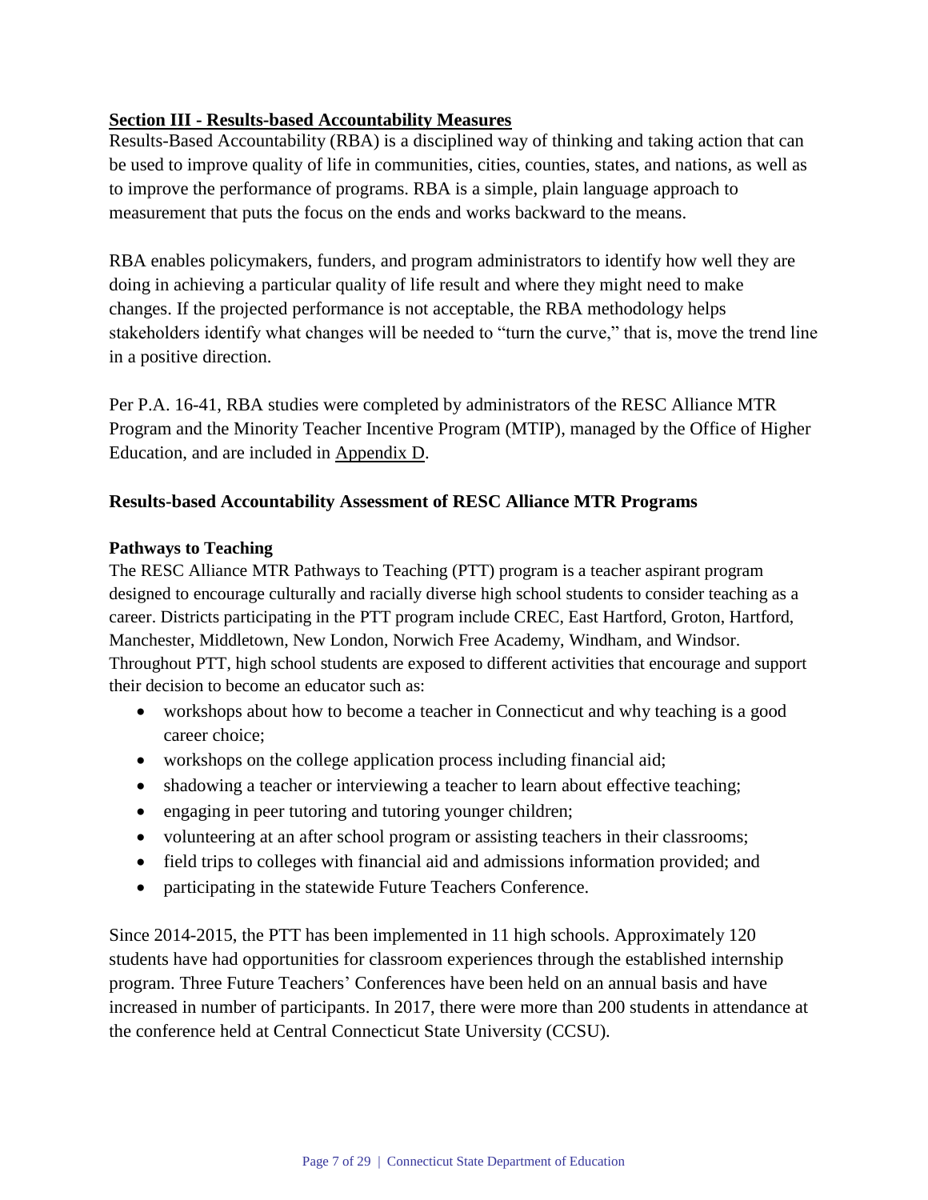## Section III - Results-based Accountability Measures

Results-Based Accountability (RBA) is a disciplined way of thinking and taking action that can be used to improve quality of life in communities, cities, counties, states, and nations, as well as to improve the performance of programs. RBA is a simple, plain language approach to measurement that puts the focus on the ends and works backward to the means.

RBA enables policymakers, funders, and program administrators to identify how well they are doing in achieving a particular quality of life result and where they might need to make changes. If the projected performance is not acceptable, the RBA methodology helps stakeholders identify what changes will be needed to "turn the curve," that is, move the trend line in a positive direction.

Per P.A. 16-41, RBA studies were completed by administrators of the RESC Alliance MTR Program and the Minority Teacher Incentive Program (MTIP), managed by the Office of Higher Education, and are included in Appendix D.

### Results-based Accountability Assessment of RESC Alliance MTR Programs

#### Pathways to Teaching

The RESC Alliance MTR Pathways to Teaching (PTT) program is a teacher aspirant program designed to encourage culturally and racially diverse high school students to consider teaching as a career. Districts participating in the PTT program include CREC, East Hartford, Groton, Hartford, Manchester, Middletown, New London, Norwich Free Academy, Windham, and Windsor. Throughout PTT, high school students are exposed to different activities that encourage and support their decision to become an educator such as:

- workshops about how to become a teacher in Connecticut and why teaching is a good career choice;
- workshops on the college application process including financial aid;
- shadowing a teacher or interviewing a teacher to learn about effective teaching;
- engaging in peer tutoring and tutoring younger children;
- volunteering at an after school program or assisting teachers in their classrooms;
- field trips to colleges with financial aid and admissions information provided; and
- participating in the statewide Future Teachers Conference.

Since 2014-2015, the PTT has been implemented in 11 high schools. Approximately 120 students have had opportunities for classroom experiences through the established internship program. Three Future Teachers' Conferences have been held on an annual basis and have increased in number of participants. In 2017, there were more than 200 students in attendance at the conference held at Central Connecticut State University (CCSU).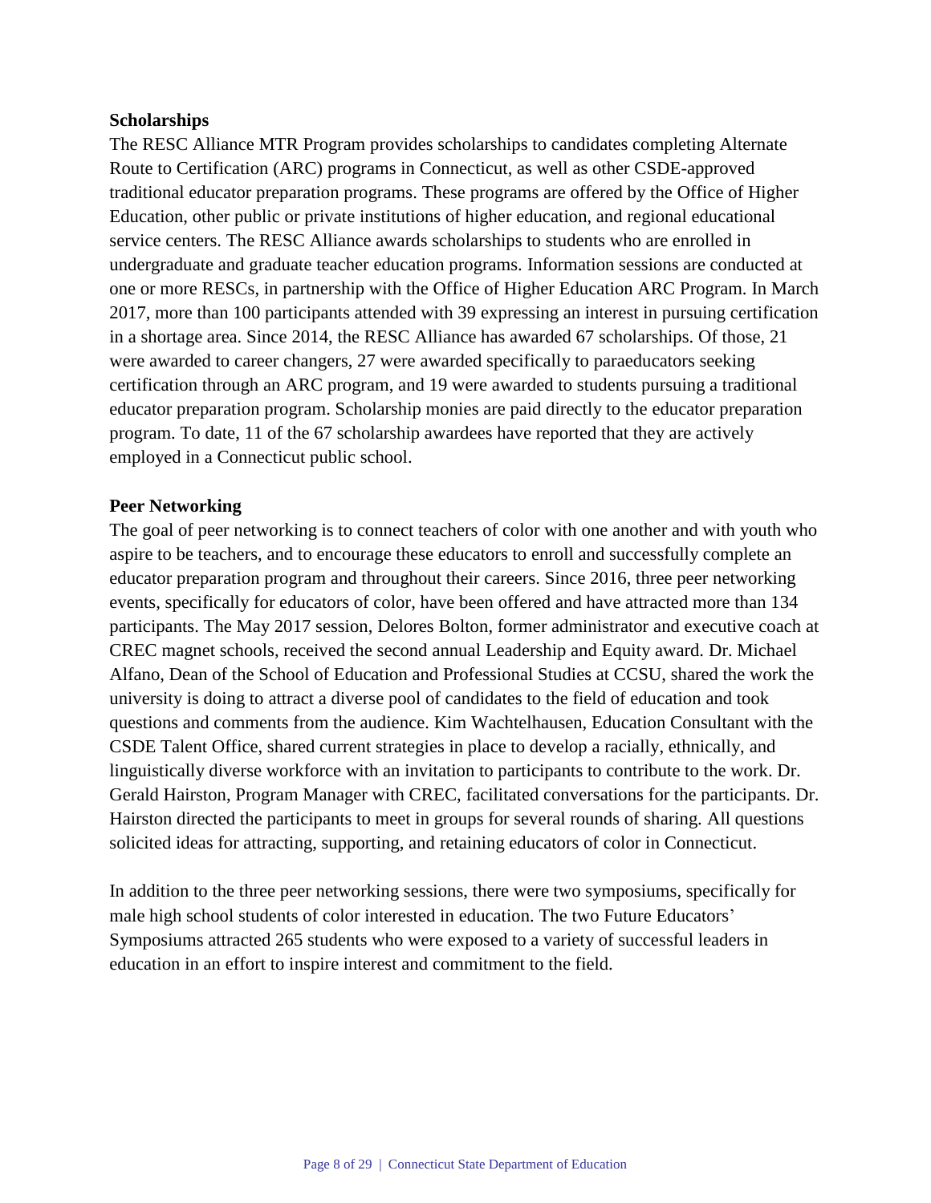**Scholarships**

The RESC Alliance MTR Program provides scholarships to candidates completing Alternate Route to Certification (ARC) programs in Connecticut, as well as other CSDE-approved traditional educator preparation programs. These programs are offered by the Office of Higher Education, other public or private institutions of higher education, and regional educational service centers. The RESC Alliance awards scholarships to students who are enrolled in undergraduate and graduate teacher education programs. Information sessions are conducted at one or more RESCs, in partnership with the Office of Higher Education ARC Program. In March 2017, more than 100 participants attended with 39 expressing an interest in pursuing certification in a shortage area. Since 2014, the RESC Alliance has awarded 67 scholarships. Of those, 21 were awarded to career changers, 27 were awarded specifically to paraeducators seeking certification through an ARC program, and 19 were awarded to students pursuing a traditional educator preparation program. Scholarship monies are paid directly to the educator preparation program. To date, 11 of the 67 scholarship awardees have reported that they are actively employed in a Connecticut public school.

**Peer Networking**

The goal of peer networking is to connect teachers of color with one another and with youth who aspire to be teachers, and to encourage these educators to enroll and successfully complete an educator preparation program and throughout their careers. Since 2016, three peer networking events, specifically for educators of color, have been offered and have attracted more than 134 participants. The May 2017 session, Delores Bolton, former administrator and executive coach at CREC magnet schools, received the second annual Leadership and Equity award. Dr. Michael Alfano, Dean of the School of Education and Professional Studies at CCSU, shared the work the university is doing to attract a diverse pool of candidates to the field of education and took questions and comments from the audience. Kim Wachtelhausen, Education Consultant with the CSDE Talent Office, shared current strategies in place to develop a racially, ethnically, and linguistically diverse workforce with an invitation to participants to contribute to the work. Dr. Gerald Hairston, Program Manager with CREC, facilitated conversations for the participants. Dr. Hairston directed the participants to meet in groups for several rounds of sharing. All questions solicited ideas for attracting, supporting, and retaining educators of color in Connecticut.

In addition to the three peer networking sessions, there were two symposiums, specifically for male high school students of color interested in education. The two Future Educators' Symposiums attracted 265 students who were exposed to a variety of successful leaders in education in an effort to inspire interest and commitment to the field.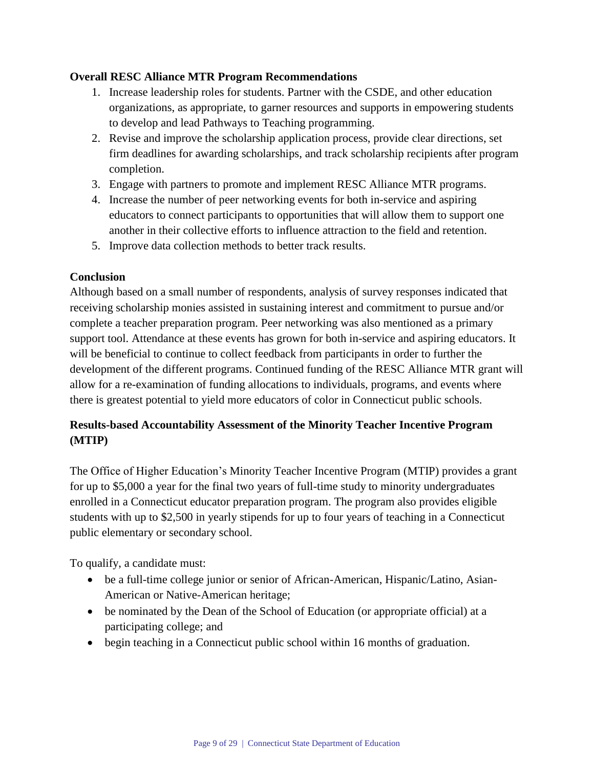**Overall RESC Alliance MTR Program Recommendations**

1. Increase leadership roles for students. Partner with the CSDE, and other education organizations, as appropriate, to garner resources and supports in empowering students to develop and lead Pathways to Teaching programming.
2. Revise and improve the scholarship application process, provide clear directions, set firm deadlines for awarding scholarships, and track scholarship recipients after program completion.
3. Engage with partners to promote and implement RESC Alliance MTR programs.
4. Increase the number of peer networking events for both in-service and aspiring educators to connect participants to opportunities that will allow them to support one another in their collective efforts to influence attraction to the field and retention.
5. Improve data collection methods to better track results.

**Conclusion**

Although based on a small number of respondents, analysis of survey responses indicated that receiving scholarship monies assisted in sustaining interest and commitment to pursue and/or complete a teacher preparation program. Peer networking was also mentioned as a primary support tool. Attendance at these events has grown for both in-service and aspiring educators. It will be beneficial to continue to collect feedback from participants in order to further the development of the different programs. Continued funding of the RESC Alliance MTR grant will allow for a re-examination of funding allocations to individuals, programs, and events where there is greatest potential to yield more educators of color in Connecticut public schools.

## Results-based Accountability Assessment of the Minority Teacher Incentive Program (MTIP)

The Office of Higher Education's Minority Teacher Incentive Program (MTIP) provides a grant for up to $5,000 a year for the final two years of full-time study to minority undergraduates enrolled in a Connecticut educator preparation program. The program also provides eligible students with up to $2,500 in yearly stipends for up to four years of teaching in a Connecticut public elementary or secondary school.

To qualify, a candidate must:

- be a full-time college junior or senior of African-American, Hispanic/Latino, Asian-American or Native-American heritage;
- be nominated by the Dean of the School of Education (or appropriate official) at a participating college; and
- begin teaching in a Connecticut public school within 16 months of graduation.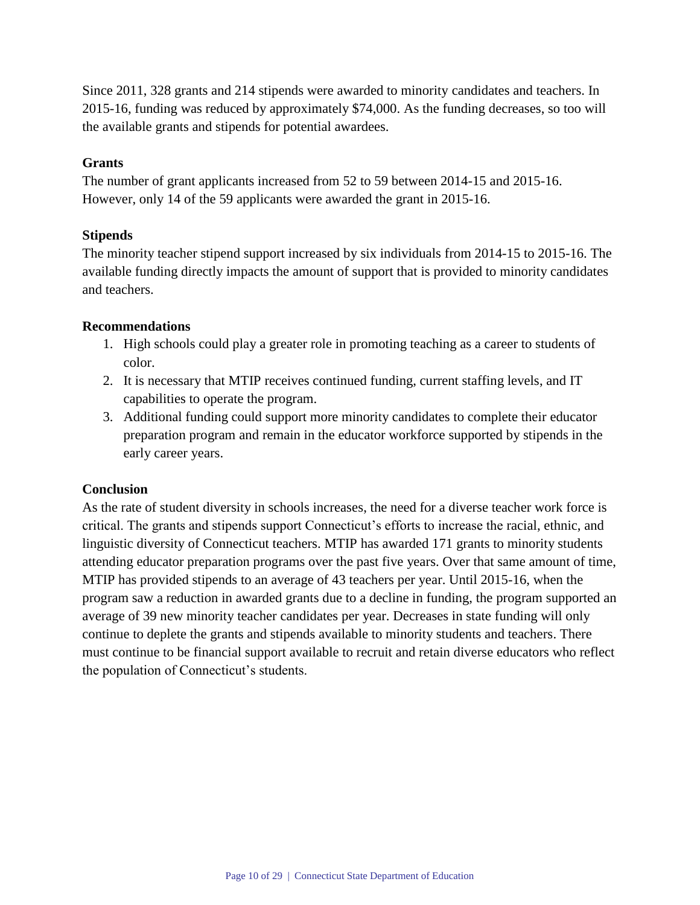Since 2011, 328 grants and 214 stipends were awarded to minority candidates and teachers. In 2015-16, funding was reduced by approximately $74,000. As the funding decreases, so too will the available grants and stipends for potential awardees.

**Grants**

The number of grant applicants increased from 52 to 59 between 2014-15 and 2015-16. However, only 14 of the 59 applicants were awarded the grant in 2015-16.

**Stipends**

The minority teacher stipend support increased by six individuals from 2014-15 to 2015-16. The available funding directly impacts the amount of support that is provided to minority candidates and teachers.

**Recommendations**

1. High schools could play a greater role in promoting teaching as a career to students of color.
2. It is necessary that MTIP receives continued funding, current staffing levels, and IT capabilities to operate the program.
3. Additional funding could support more minority candidates to complete their educator preparation program and remain in the educator workforce supported by stipends in the early career years.

**Conclusion**

As the rate of student diversity in schools increases, the need for a diverse teacher work force is critical. The grants and stipends support Connecticut's efforts to increase the racial, ethnic, and linguistic diversity of Connecticut teachers. MTIP has awarded 171 grants to minority students attending educator preparation programs over the past five years. Over that same amount of time, MTIP has provided stipends to an average of 43 teachers per year. Until 2015-16, when the program saw a reduction in awarded grants due to a decline in funding, the program supported an average of 39 new minority teacher candidates per year. Decreases in state funding will only continue to deplete the grants and stipends available to minority students and teachers. There must continue to be financial support available to recruit and retain diverse educators who reflect the population of Connecticut's students.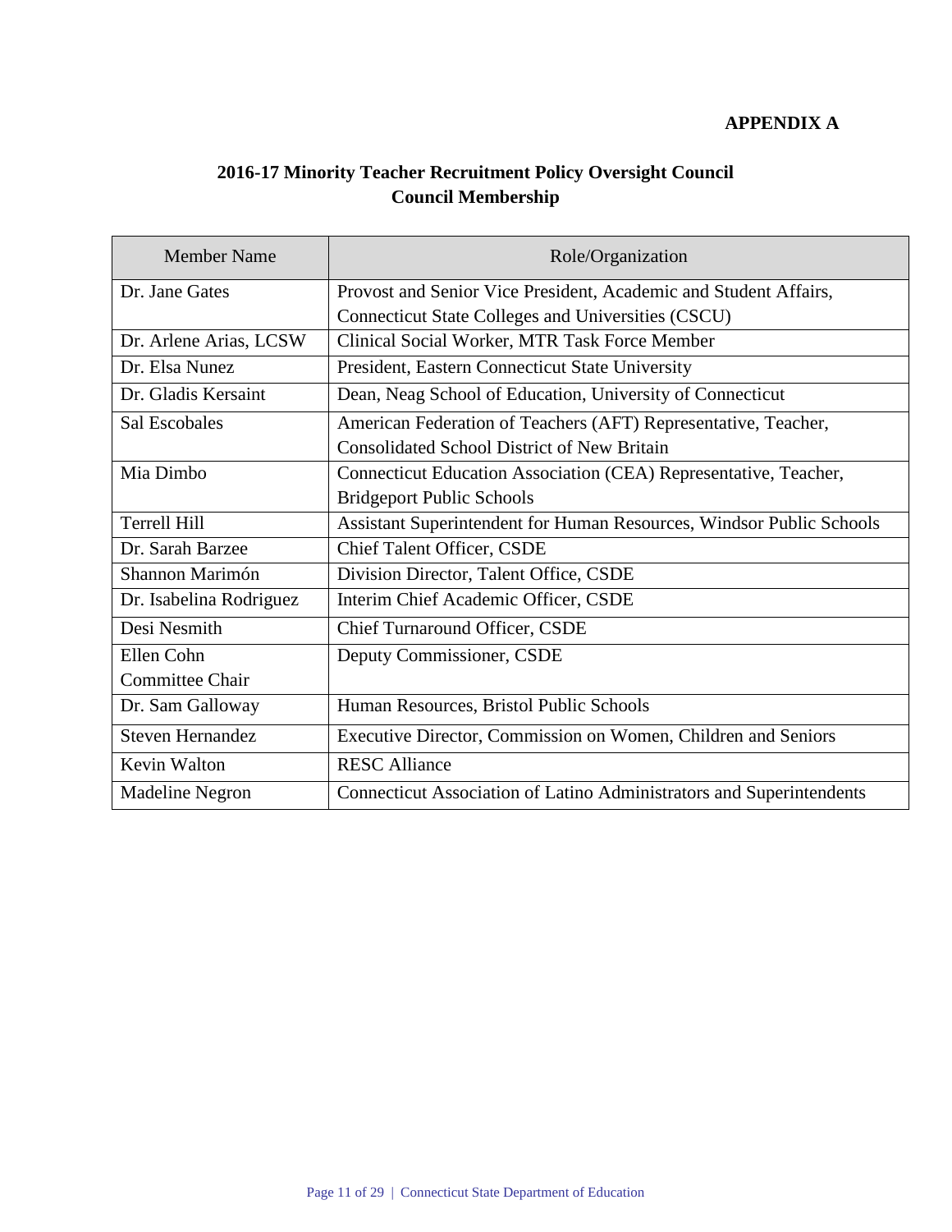**APPENDIX A**

## 2016-17 Minority Teacher Recruitment Policy Oversight Council
## Council Membership

| Member Name | Role/Organization |
|---|---|
| Dr. Jane Gates | Provost and Senior Vice President, Academic and Student Affairs, Connecticut State Colleges and Universities (CSCU) |
| Dr. Arlene Arias, LCSW | Clinical Social Worker, MTR Task Force Member |
| Dr. Elsa Nunez | President, Eastern Connecticut State University |
| Dr. Gladis Kersaint | Dean, Neag School of Education, University of Connecticut |
| Sal Escobales | American Federation of Teachers (AFT) Representative, Teacher, Consolidated School District of New Britain |
| Mia Dimbo | Connecticut Education Association (CEA) Representative, Teacher, Bridgeport Public Schools |
| Terrell Hill | Assistant Superintendent for Human Resources, Windsor Public Schools |
| Dr. Sarah Barzee | Chief Talent Officer, CSDE |
| Shannon Marimón | Division Director, Talent Office, CSDE |
| Dr. Isabelina Rodriguez | Interim Chief Academic Officer, CSDE |
| Desi Nesmith | Chief Turnaround Officer, CSDE |
| Ellen Cohn<br>Committee Chair | Deputy Commissioner, CSDE |
| Dr. Sam Galloway | Human Resources, Bristol Public Schools |
| Steven Hernandez | Executive Director, Commission on Women, Children and Seniors |
| Kevin Walton | RESC Alliance |
| Madeline Negron | Connecticut Association of Latino Administrators and Superintendents |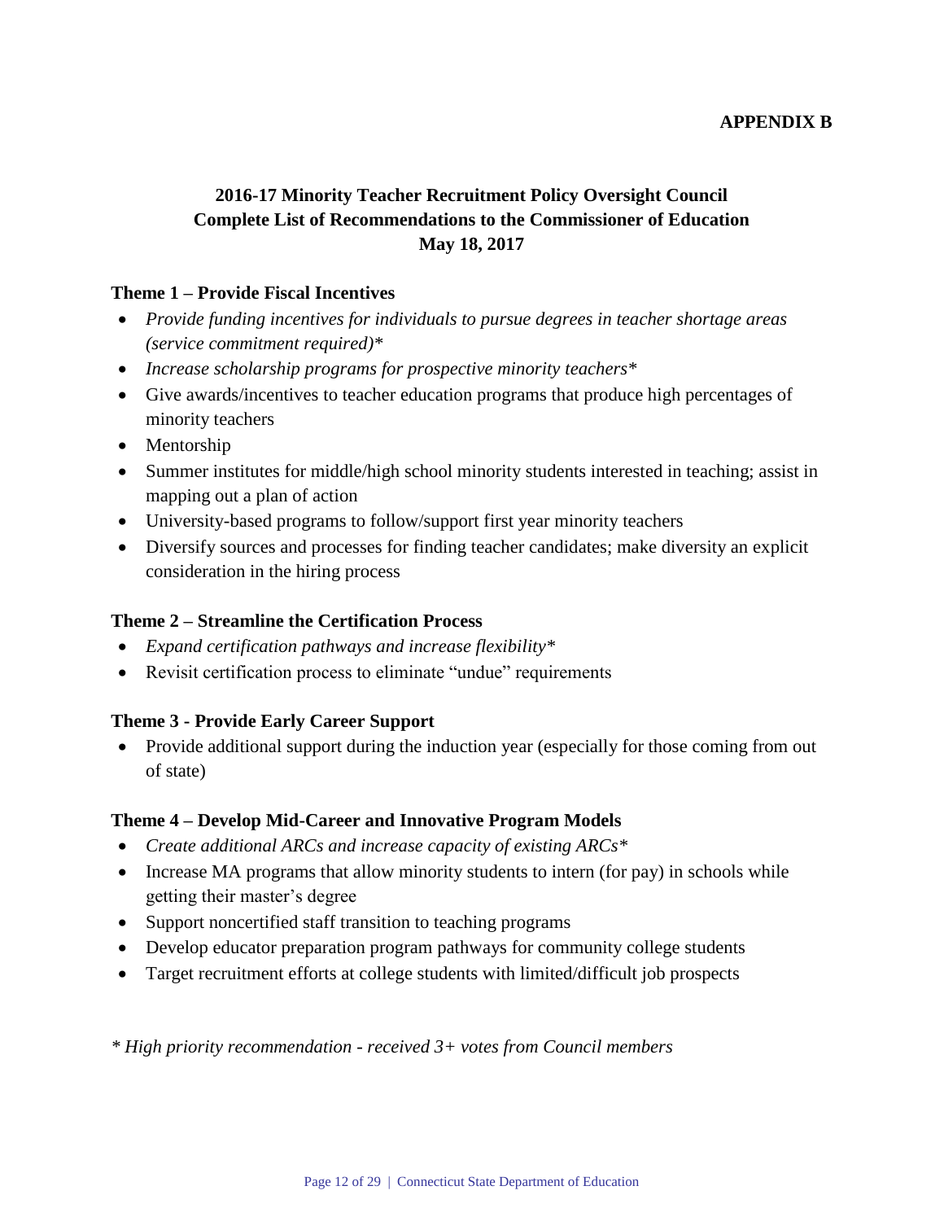**APPENDIX B**

# 2016-17 Minority Teacher Recruitment Policy Oversight Council Complete List of Recommendations to the Commissioner of Education May 18, 2017

## Theme 1 – Provide Fiscal Incentives

- *Provide funding incentives for individuals to pursue degrees in teacher shortage areas (service commitment required)**
- *Increase scholarship programs for prospective minority teachers**
- Give awards/incentives to teacher education programs that produce high percentages of minority teachers
- Mentorship
- Summer institutes for middle/high school minority students interested in teaching; assist in mapping out a plan of action
- University-based programs to follow/support first year minority teachers
- Diversify sources and processes for finding teacher candidates; make diversity an explicit consideration in the hiring process

## Theme 2 – Streamline the Certification Process

- *Expand certification pathways and increase flexibility**
- Revisit certification process to eliminate "undue" requirements

## Theme 3 - Provide Early Career Support

- Provide additional support during the induction year (especially for those coming from out of state)

## Theme 4 – Develop Mid-Career and Innovative Program Models

- *Create additional ARCs and increase capacity of existing ARCs**
- Increase MA programs that allow minority students to intern (for pay) in schools while getting their master's degree
- Support noncertified staff transition to teaching programs
- Develop educator preparation program pathways for community college students
- Target recruitment efforts at college students with limited/difficult job prospects

*\* High priority recommendation - received 3+ votes from Council members*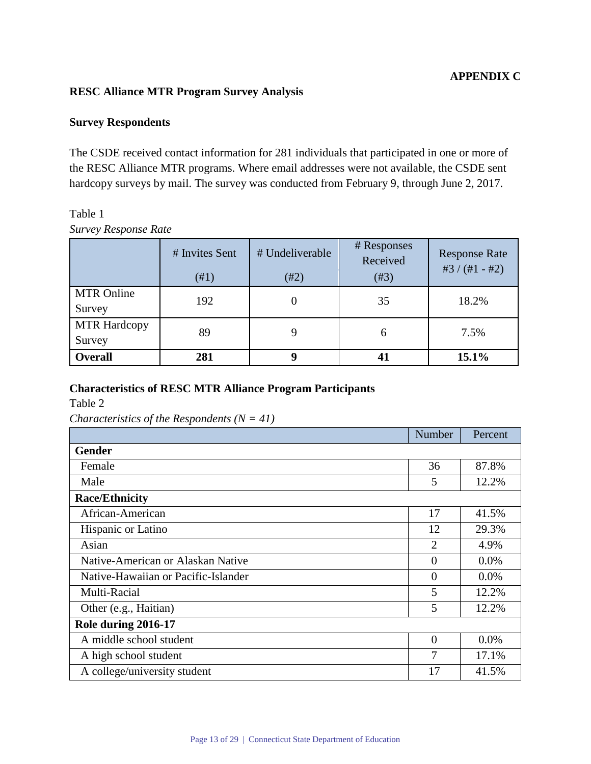**APPENDIX C**

## RESC Alliance MTR Program Survey Analysis

### Survey Respondents

The CSDE received contact information for 281 individuals that participated in one or more of the RESC Alliance MTR programs. Where email addresses were not available, the CSDE sent hardcopy surveys by mail. The survey was conducted from February 9, through June 2, 2017.

Table 1

*Survey Response Rate*

| | # Invites Sent (#1) | # Undeliverable (#2) | # Responses Received (#3) | Response Rate #3 / (#1 - #2) |
|---|---|---|---|---|
| MTR Online Survey | 192 | 0 | 35 | 18.2% |
| MTR Hardcopy Survey | 89 | 9 | 6 | 7.5% |
| **Overall** | **281** | **9** | **41** | **15.1%** |

### Characteristics of RESC MTR Alliance Program Participants

Table 2

*Characteristics of the Respondents (N = 41)*

| | Number | Percent |
|---|---|---|
| **Gender** | | |
| Female | 36 | 87.8% |
| Male | 5 | 12.2% |
| **Race/Ethnicity** | | |
| African-American | 17 | 41.5% |
| Hispanic or Latino | 12 | 29.3% |
| Asian | 2 | 4.9% |
| Native-American or Alaskan Native | 0 | 0.0% |
| Native-Hawaiian or Pacific-Islander | 0 | 0.0% |
| Multi-Racial | 5 | 12.2% |
| Other (e.g., Haitian) | 5 | 12.2% |
| **Role during 2016-17** | | |
| A middle school student | 0 | 0.0% |
| A high school student | 7 | 17.1% |
| A college/university student | 17 | 41.5% |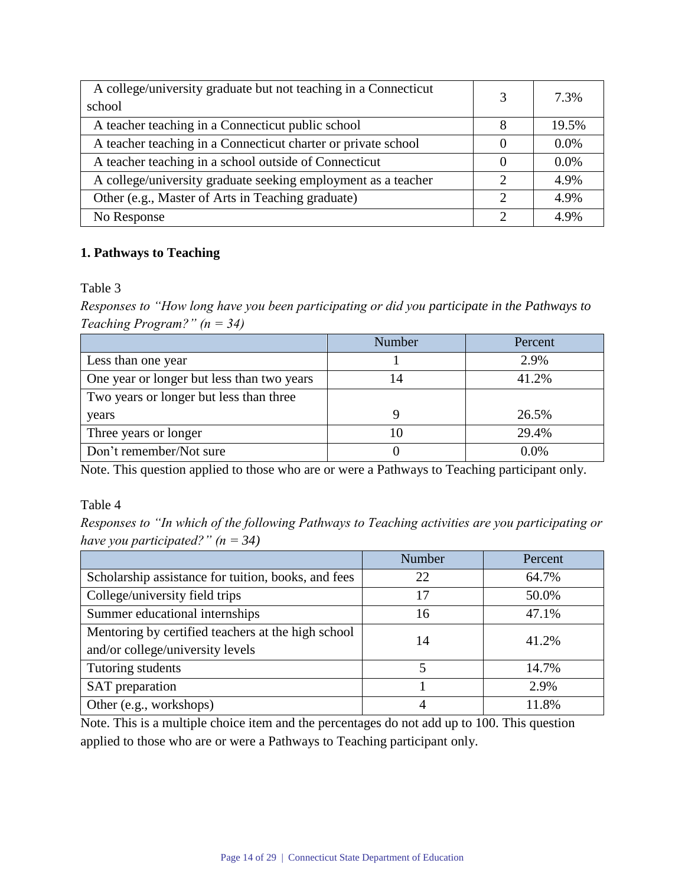| | | |
|---|---|---|
| A college/university graduate but not teaching in a Connecticut school | 3 | 7.3% |
| A teacher teaching in a Connecticut public school | 8 | 19.5% |
| A teacher teaching in a Connecticut charter or private school | 0 | 0.0% |
| A teacher teaching in a school outside of Connecticut | 0 | 0.0% |
| A college/university graduate seeking employment as a teacher | 2 | 4.9% |
| Other (e.g., Master of Arts in Teaching graduate) | 2 | 4.9% |
| No Response | 2 | 4.9% |

**1. Pathways to Teaching**

Table 3

*Responses to "How long have you been participating or did you participate in the Pathways to Teaching Program?" (n = 34)*

| | Number | Percent |
|---|---|---|
| Less than one year | 1 | 2.9% |
| One year or longer but less than two years | 14 | 41.2% |
| Two years or longer but less than three years | 9 | 26.5% |
| Three years or longer | 10 | 29.4% |
| Don't remember/Not sure | 0 | 0.0% |

Note. This question applied to those who are or were a Pathways to Teaching participant only.

Table 4

*Responses to "In which of the following Pathways to Teaching activities are you participating or have you participated?" (n = 34)*

| | Number | Percent |
|---|---|---|
| Scholarship assistance for tuition, books, and fees | 22 | 64.7% |
| College/university field trips | 17 | 50.0% |
| Summer educational internships | 16 | 47.1% |
| Mentoring by certified teachers at the high school and/or college/university levels | 14 | 41.2% |
| Tutoring students | 5 | 14.7% |
| SAT preparation | 1 | 2.9% |
| Other (e.g., workshops) | 4 | 11.8% |

Note. This is a multiple choice item and the percentages do not add up to 100. This question applied to those who are or were a Pathways to Teaching participant only.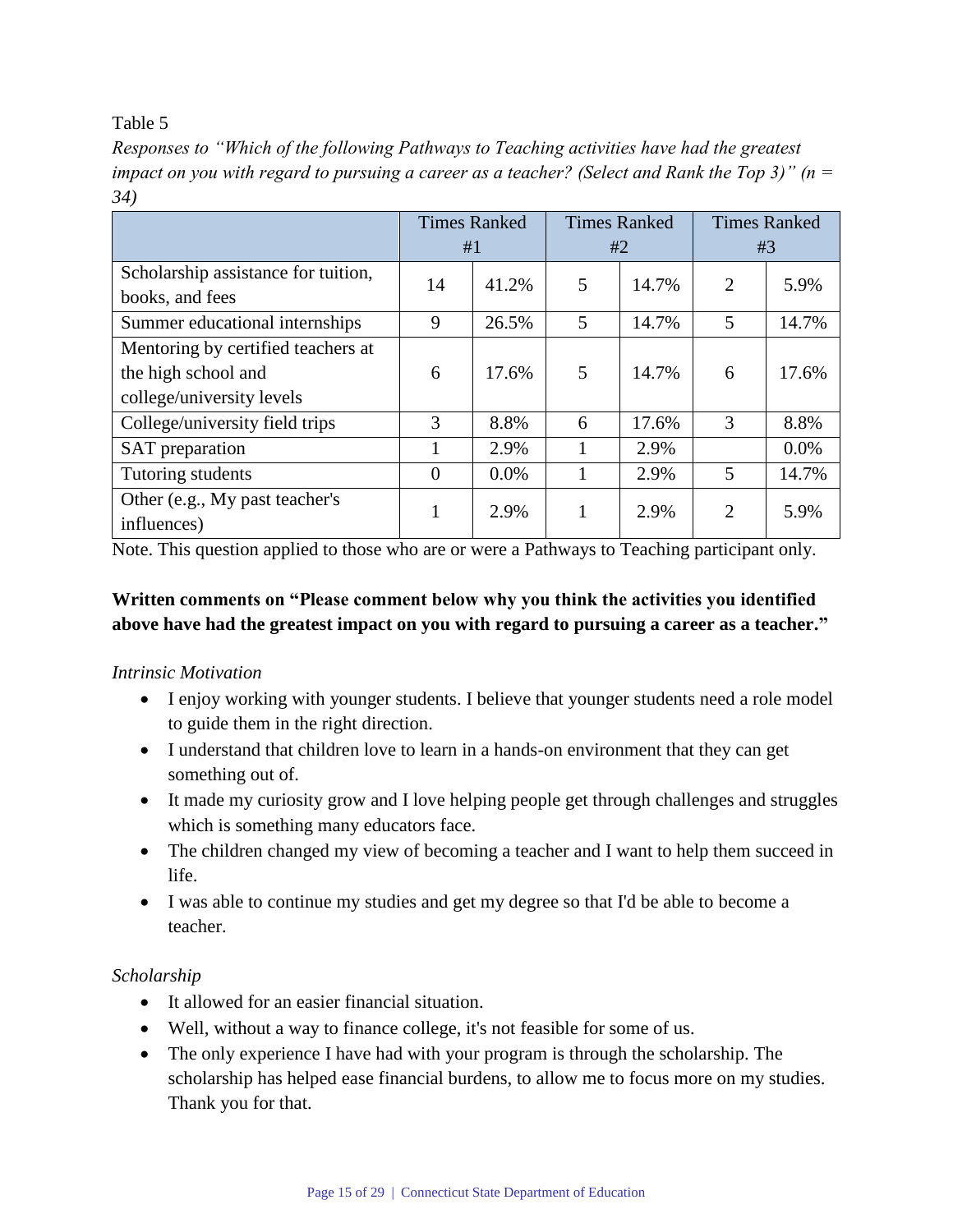Table 5

*Responses to "Which of the following Pathways to Teaching activities have had the greatest impact on you with regard to pursuing a career as a teacher? (Select and Rank the Top 3)" (n = 34)*

| | Times Ranked #1 | | Times Ranked #2 | | Times Ranked #3 | |
|---|---|---|---|---|---|---|
| Scholarship assistance for tuition, books, and fees | 14 | 41.2% | 5 | 14.7% | 2 | 5.9% |
| Summer educational internships | 9 | 26.5% | 5 | 14.7% | 5 | 14.7% |
| Mentoring by certified teachers at the high school and college/university levels | 6 | 17.6% | 5 | 14.7% | 6 | 17.6% |
| College/university field trips | 3 | 8.8% | 6 | 17.6% | 3 | 8.8% |
| SAT preparation | 1 | 2.9% | 1 | 2.9% | | 0.0% |
| Tutoring students | 0 | 0.0% | 1 | 2.9% | 5 | 14.7% |
| Other (e.g., My past teacher's influences) | 1 | 2.9% | 1 | 2.9% | 2 | 5.9% |

Note. This question applied to those who are or were a Pathways to Teaching participant only.

**Written comments on "Please comment below why you think the activities you identified above have had the greatest impact on you with regard to pursuing a career as a teacher."**

*Intrinsic Motivation*

- I enjoy working with younger students. I believe that younger students need a role model to guide them in the right direction.
- I understand that children love to learn in a hands-on environment that they can get something out of.
- It made my curiosity grow and I love helping people get through challenges and struggles which is something many educators face.
- The children changed my view of becoming a teacher and I want to help them succeed in life.
- I was able to continue my studies and get my degree so that I'd be able to become a teacher.

*Scholarship*

- It allowed for an easier financial situation.
- Well, without a way to finance college, it's not feasible for some of us.
- The only experience I have had with your program is through the scholarship. The scholarship has helped ease financial burdens, to allow me to focus more on my studies. Thank you for that.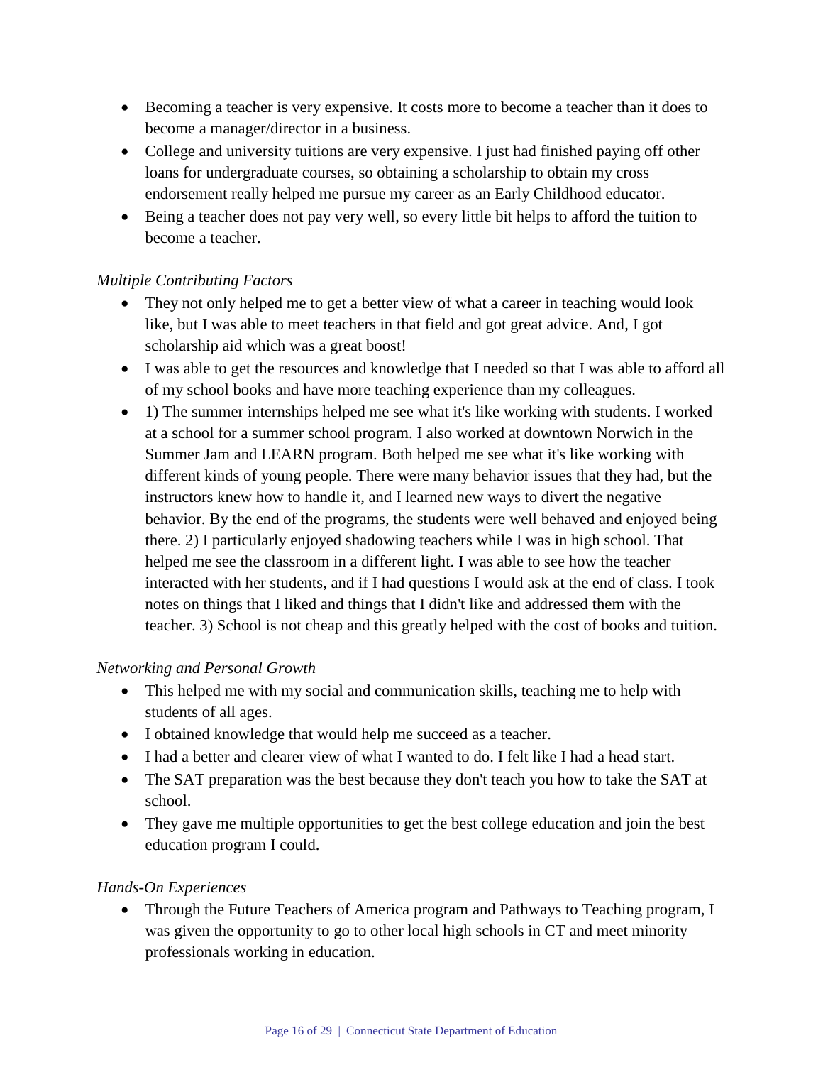- Becoming a teacher is very expensive. It costs more to become a teacher than it does to become a manager/director in a business.
- College and university tuitions are very expensive. I just had finished paying off other loans for undergraduate courses, so obtaining a scholarship to obtain my cross endorsement really helped me pursue my career as an Early Childhood educator.
- Being a teacher does not pay very well, so every little bit helps to afford the tuition to become a teacher.

*Multiple Contributing Factors*

- They not only helped me to get a better view of what a career in teaching would look like, but I was able to meet teachers in that field and got great advice. And, I got scholarship aid which was a great boost!
- I was able to get the resources and knowledge that I needed so that I was able to afford all of my school books and have more teaching experience than my colleagues.
- 1) The summer internships helped me see what it's like working with students. I worked at a school for a summer school program. I also worked at downtown Norwich in the Summer Jam and LEARN program. Both helped me see what it's like working with different kinds of young people. There were many behavior issues that they had, but the instructors knew how to handle it, and I learned new ways to divert the negative behavior. By the end of the programs, the students were well behaved and enjoyed being there. 2) I particularly enjoyed shadowing teachers while I was in high school. That helped me see the classroom in a different light. I was able to see how the teacher interacted with her students, and if I had questions I would ask at the end of class. I took notes on things that I liked and things that I didn't like and addressed them with the teacher. 3) School is not cheap and this greatly helped with the cost of books and tuition.

*Networking and Personal Growth*

- This helped me with my social and communication skills, teaching me to help with students of all ages.
- I obtained knowledge that would help me succeed as a teacher.
- I had a better and clearer view of what I wanted to do. I felt like I had a head start.
- The SAT preparation was the best because they don't teach you how to take the SAT at school.
- They gave me multiple opportunities to get the best college education and join the best education program I could.

*Hands-On Experiences*

- Through the Future Teachers of America program and Pathways to Teaching program, I was given the opportunity to go to other local high schools in CT and meet minority professionals working in education.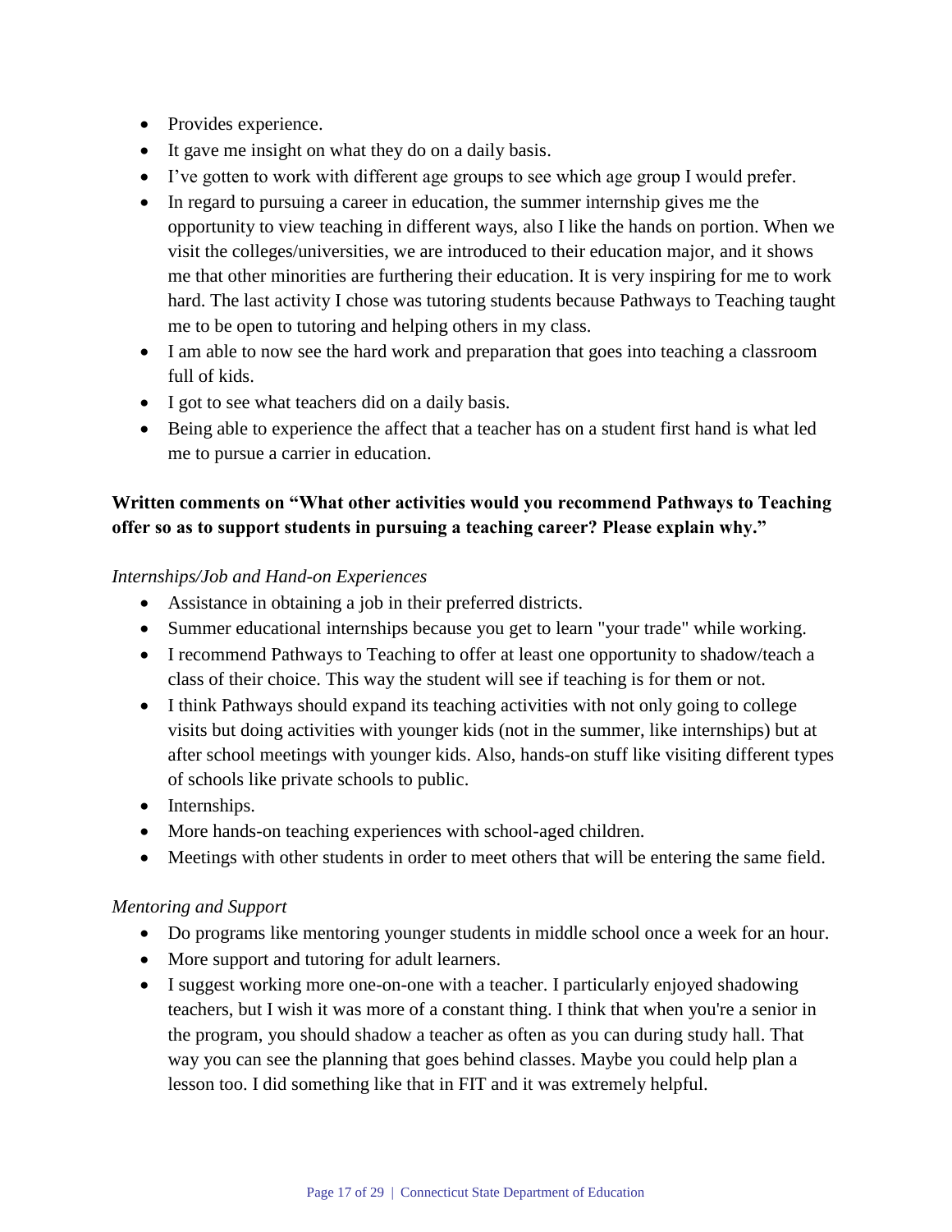- Provides experience.
- It gave me insight on what they do on a daily basis.
- I've gotten to work with different age groups to see which age group I would prefer.
- In regard to pursuing a career in education, the summer internship gives me the opportunity to view teaching in different ways, also I like the hands on portion. When we visit the colleges/universities, we are introduced to their education major, and it shows me that other minorities are furthering their education. It is very inspiring for me to work hard. The last activity I chose was tutoring students because Pathways to Teaching taught me to be open to tutoring and helping others in my class.
- I am able to now see the hard work and preparation that goes into teaching a classroom full of kids.
- I got to see what teachers did on a daily basis.
- Being able to experience the affect that a teacher has on a student first hand is what led me to pursue a carrier in education.

**Written comments on "What other activities would you recommend Pathways to Teaching offer so as to support students in pursuing a teaching career? Please explain why."**

*Internships/Job and Hand-on Experiences*

- Assistance in obtaining a job in their preferred districts.
- Summer educational internships because you get to learn "your trade" while working.
- I recommend Pathways to Teaching to offer at least one opportunity to shadow/teach a class of their choice. This way the student will see if teaching is for them or not.
- I think Pathways should expand its teaching activities with not only going to college visits but doing activities with younger kids (not in the summer, like internships) but at after school meetings with younger kids. Also, hands-on stuff like visiting different types of schools like private schools to public.
- Internships.
- More hands-on teaching experiences with school-aged children.
- Meetings with other students in order to meet others that will be entering the same field.

*Mentoring and Support*

- Do programs like mentoring younger students in middle school once a week for an hour.
- More support and tutoring for adult learners.
- I suggest working more one-on-one with a teacher. I particularly enjoyed shadowing teachers, but I wish it was more of a constant thing. I think that when you're a senior in the program, you should shadow a teacher as often as you can during study hall. That way you can see the planning that goes behind classes. Maybe you could help plan a lesson too. I did something like that in FIT and it was extremely helpful.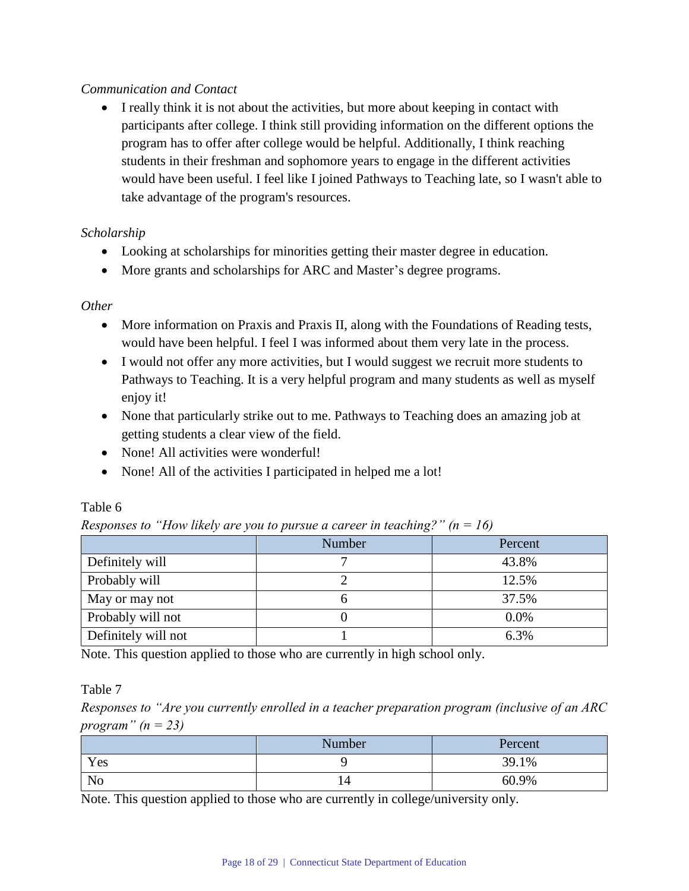*Communication and Contact*

- I really think it is not about the activities, but more about keeping in contact with participants after college. I think still providing information on the different options the program has to offer after college would be helpful. Additionally, I think reaching students in their freshman and sophomore years to engage in the different activities would have been useful. I feel like I joined Pathways to Teaching late, so I wasn't able to take advantage of the program's resources.

*Scholarship*

- Looking at scholarships for minorities getting their master degree in education.
- More grants and scholarships for ARC and Master's degree programs.

*Other*

- More information on Praxis and Praxis II, along with the Foundations of Reading tests, would have been helpful. I feel I was informed about them very late in the process.
- I would not offer any more activities, but I would suggest we recruit more students to Pathways to Teaching. It is a very helpful program and many students as well as myself enjoy it!
- None that particularly strike out to me. Pathways to Teaching does an amazing job at getting students a clear view of the field.
- None! All activities were wonderful!
- None! All of the activities I participated in helped me a lot!

Table 6

*Responses to "How likely are you to pursue a career in teaching?" (n = 16)*

| | Number | Percent |
|---|---|---|
| Definitely will | 7 | 43.8% |
| Probably will | 2 | 12.5% |
| May or may not | 6 | 37.5% |
| Probably will not | 0 | 0.0% |
| Definitely will not | 1 | 6.3% |

Note. This question applied to those who are currently in high school only.

Table 7

*Responses to "Are you currently enrolled in a teacher preparation program (inclusive of an ARC program" (n = 23)*

| | Number | Percent |
|---|---|---|
| Yes | 9 | 39.1% |
| No | 14 | 60.9% |

Note. This question applied to those who are currently in college/university only.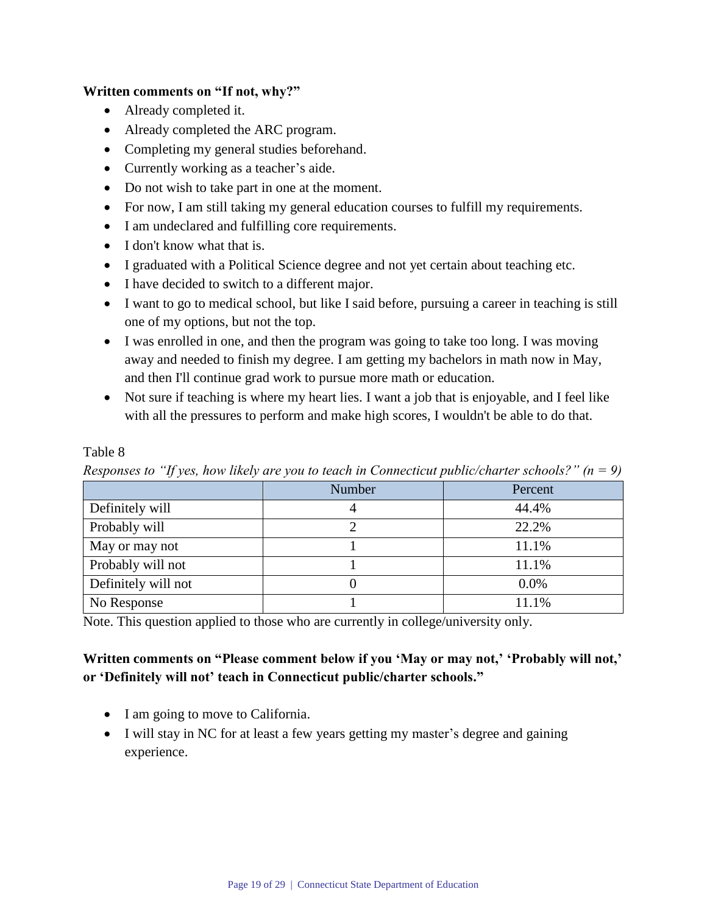**Written comments on “If not, why?”**

- Already completed it.
- Already completed the ARC program.
- Completing my general studies beforehand.
- Currently working as a teacher’s aide.
- Do not wish to take part in one at the moment.
- For now, I am still taking my general education courses to fulfill my requirements.
- I am undeclared and fulfilling core requirements.
- I don't know what that is.
- I graduated with a Political Science degree and not yet certain about teaching etc.
- I have decided to switch to a different major.
- I want to go to medical school, but like I said before, pursuing a career in teaching is still one of my options, but not the top.
- I was enrolled in one, and then the program was going to take too long. I was moving away and needed to finish my degree. I am getting my bachelors in math now in May, and then I'll continue grad work to pursue more math or education.
- Not sure if teaching is where my heart lies. I want a job that is enjoyable, and I feel like with all the pressures to perform and make high scores, I wouldn't be able to do that.

Table 8

*Responses to “If yes, how likely are you to teach in Connecticut public/charter schools?” (n = 9)*

| | Number | Percent |
|---|---|---|
| Definitely will | 4 | 44.4% |
| Probably will | 2 | 22.2% |
| May or may not | 1 | 11.1% |
| Probably will not | 1 | 11.1% |
| Definitely will not | 0 | 0.0% |
| No Response | 1 | 11.1% |

Note. This question applied to those who are currently in college/university only.

**Written comments on “Please comment below if you ‘May or may not,’ ‘Probably will not,’ or ‘Definitely will not’ teach in Connecticut public/charter schools.”**

- I am going to move to California.
- I will stay in NC for at least a few years getting my master’s degree and gaining experience.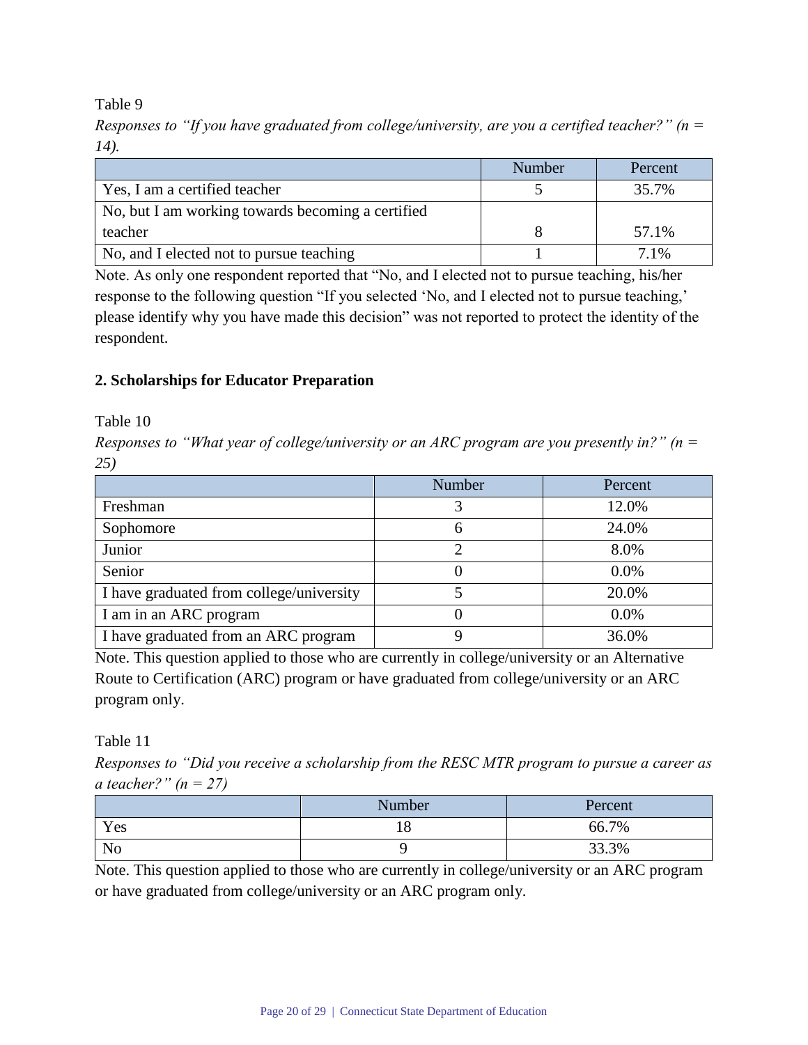Table 9

*Responses to "If you have graduated from college/university, are you a certified teacher?" (n = 14).*

| | Number | Percent |
|---|---|---|
| Yes, I am a certified teacher | 5 | 35.7% |
| No, but I am working towards becoming a certified teacher | 8 | 57.1% |
| No, and I elected not to pursue teaching | 1 | 7.1% |

Note. As only one respondent reported that "No, and I elected not to pursue teaching, his/her response to the following question "If you selected 'No, and I elected not to pursue teaching,' please identify why you have made this decision" was not reported to protect the identity of the respondent.

### 2. Scholarships for Educator Preparation

Table 10

*Responses to "What year of college/university or an ARC program are you presently in?" (n = 25)*

| | Number | Percent |
|---|---|---|
| Freshman | 3 | 12.0% |
| Sophomore | 6 | 24.0% |
| Junior | 2 | 8.0% |
| Senior | 0 | 0.0% |
| I have graduated from college/university | 5 | 20.0% |
| I am in an ARC program | 0 | 0.0% |
| I have graduated from an ARC program | 9 | 36.0% |

Note. This question applied to those who are currently in college/university or an Alternative Route to Certification (ARC) program or have graduated from college/university or an ARC program only.

Table 11

*Responses to "Did you receive a scholarship from the RESC MTR program to pursue a career as a teacher?" (n = 27)*

| | Number | Percent |
|---|---|---|
| Yes | 18 | 66.7% |
| No | 9 | 33.3% |

Note. This question applied to those who are currently in college/university or an ARC program or have graduated from college/university or an ARC program only.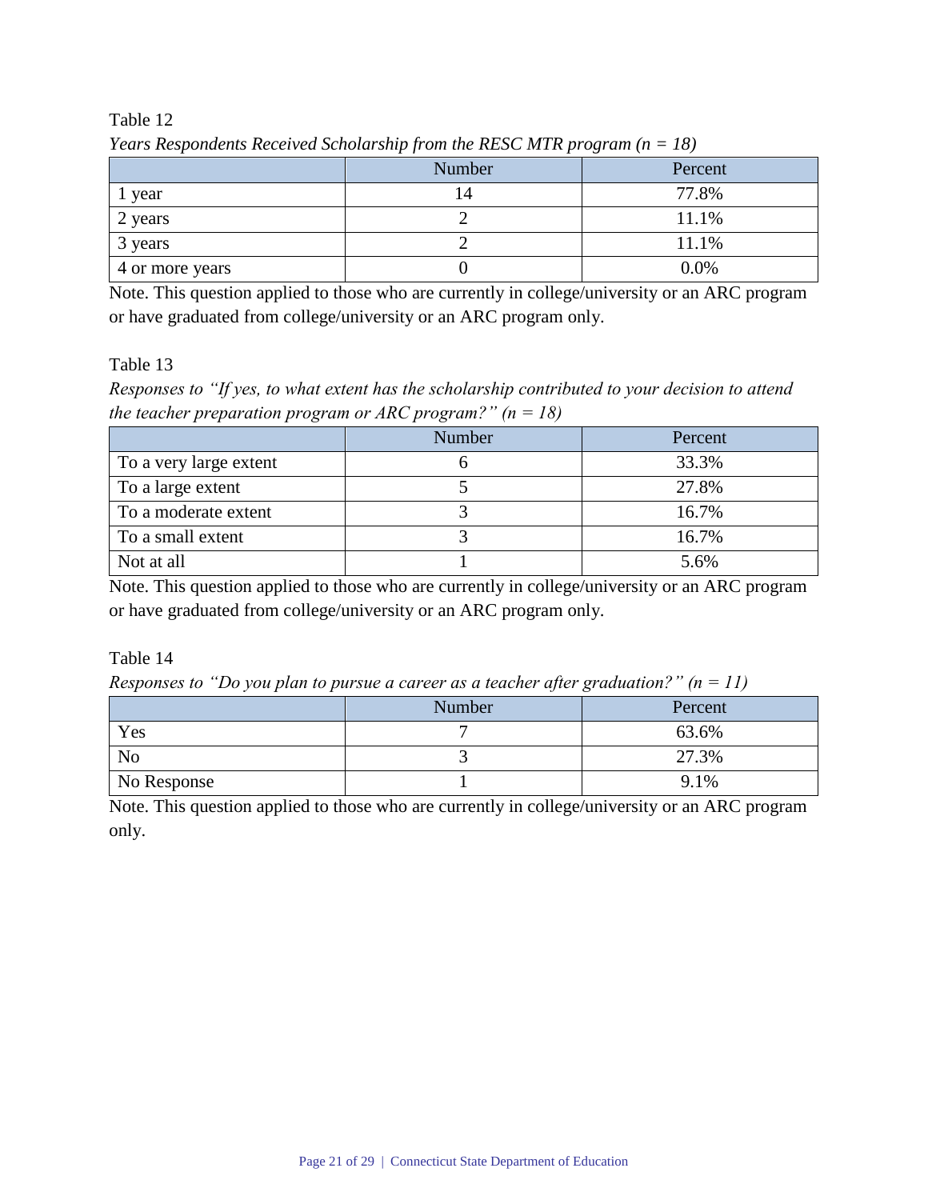Table 12

*Years Respondents Received Scholarship from the RESC MTR program (n = 18)*

| | Number | Percent |
|---|---|---|
| 1 year | 14 | 77.8% |
| 2 years | 2 | 11.1% |
| 3 years | 2 | 11.1% |
| 4 or more years | 0 | 0.0% |

Note. This question applied to those who are currently in college/university or an ARC program or have graduated from college/university or an ARC program only.

Table 13

*Responses to "If yes, to what extent has the scholarship contributed to your decision to attend the teacher preparation program or ARC program?" (n = 18)*

| | Number | Percent |
|---|---|---|
| To a very large extent | 6 | 33.3% |
| To a large extent | 5 | 27.8% |
| To a moderate extent | 3 | 16.7% |
| To a small extent | 3 | 16.7% |
| Not at all | 1 | 5.6% |

Note. This question applied to those who are currently in college/university or an ARC program or have graduated from college/university or an ARC program only.

Table 14

*Responses to "Do you plan to pursue a career as a teacher after graduation?" (n = 11)*

| | Number | Percent |
|---|---|---|
| Yes | 7 | 63.6% |
| No | 3 | 27.3% |
| No Response | 1 | 9.1% |

Note. This question applied to those who are currently in college/university or an ARC program only.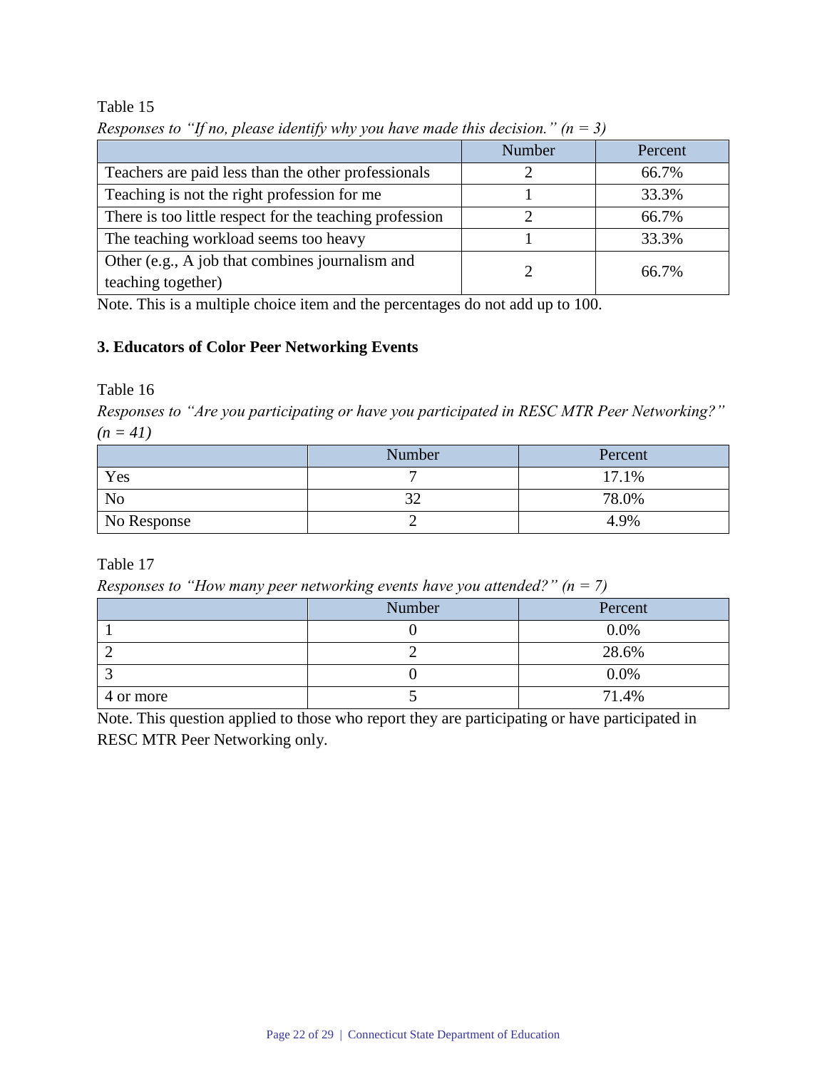Table 15

*Responses to "If no, please identify why you have made this decision." (n = 3)*

| | Number | Percent |
|---|---|---|
| Teachers are paid less than the other professionals | 2 | 66.7% |
| Teaching is not the right profession for me | 1 | 33.3% |
| There is too little respect for the teaching profession | 2 | 66.7% |
| The teaching workload seems too heavy | 1 | 33.3% |
| Other (e.g., A job that combines journalism and teaching together) | 2 | 66.7% |

Note. This is a multiple choice item and the percentages do not add up to 100.

### 3. Educators of Color Peer Networking Events

Table 16

*Responses to "Are you participating or have you participated in RESC MTR Peer Networking?" (n = 41)*

| | Number | Percent |
|---|---|---|
| Yes | 7 | 17.1% |
| No | 32 | 78.0% |
| No Response | 2 | 4.9% |

Table 17

*Responses to "How many peer networking events have you attended?" (n = 7)*

| | Number | Percent |
|---|---|---|
| 1 | 0 | 0.0% |
| 2 | 2 | 28.6% |
| 3 | 0 | 0.0% |
| 4 or more | 5 | 71.4% |

Note. This question applied to those who report they are participating or have participated in RESC MTR Peer Networking only.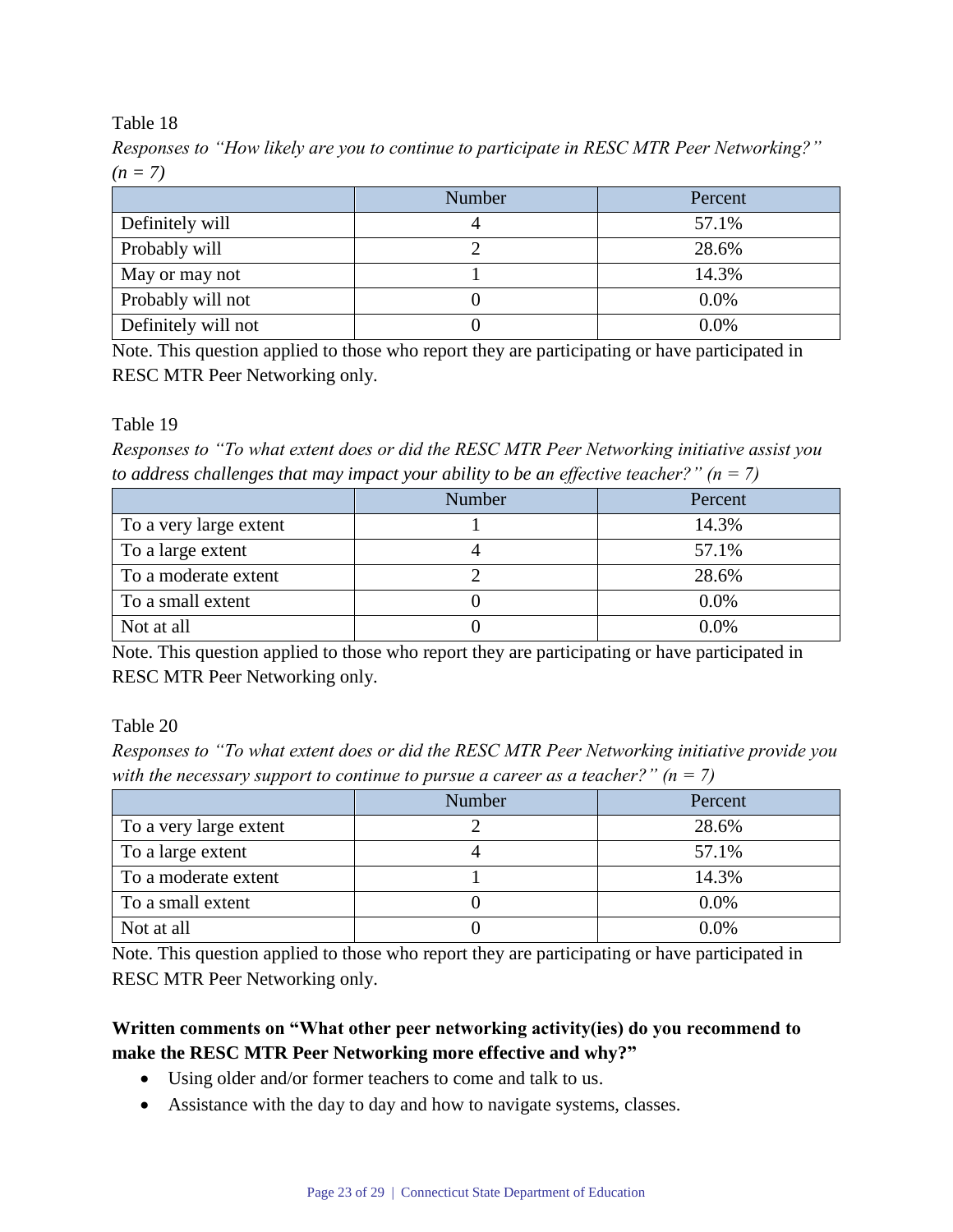Table 18

*Responses to "How likely are you to continue to participate in RESC MTR Peer Networking?" (n = 7)*

| | Number | Percent |
|---|---|---|
| Definitely will | 4 | 57.1% |
| Probably will | 2 | 28.6% |
| May or may not | 1 | 14.3% |
| Probably will not | 0 | 0.0% |
| Definitely will not | 0 | 0.0% |

Note. This question applied to those who report they are participating or have participated in RESC MTR Peer Networking only.

Table 19

*Responses to "To what extent does or did the RESC MTR Peer Networking initiative assist you to address challenges that may impact your ability to be an effective teacher?" (n = 7)*

| | Number | Percent |
|---|---|---|
| To a very large extent | 1 | 14.3% |
| To a large extent | 4 | 57.1% |
| To a moderate extent | 2 | 28.6% |
| To a small extent | 0 | 0.0% |
| Not at all | 0 | 0.0% |

Note. This question applied to those who report they are participating or have participated in RESC MTR Peer Networking only.

Table 20

*Responses to "To what extent does or did the RESC MTR Peer Networking initiative provide you with the necessary support to continue to pursue a career as a teacher?" (n = 7)*

| | Number | Percent |
|---|---|---|
| To a very large extent | 2 | 28.6% |
| To a large extent | 4 | 57.1% |
| To a moderate extent | 1 | 14.3% |
| To a small extent | 0 | 0.0% |
| Not at all | 0 | 0.0% |

Note. This question applied to those who report they are participating or have participated in RESC MTR Peer Networking only.

**Written comments on "What other peer networking activity(ies) do you recommend to make the RESC MTR Peer Networking more effective and why?"**

- Using older and/or former teachers to come and talk to us.
- Assistance with the day to day and how to navigate systems, classes.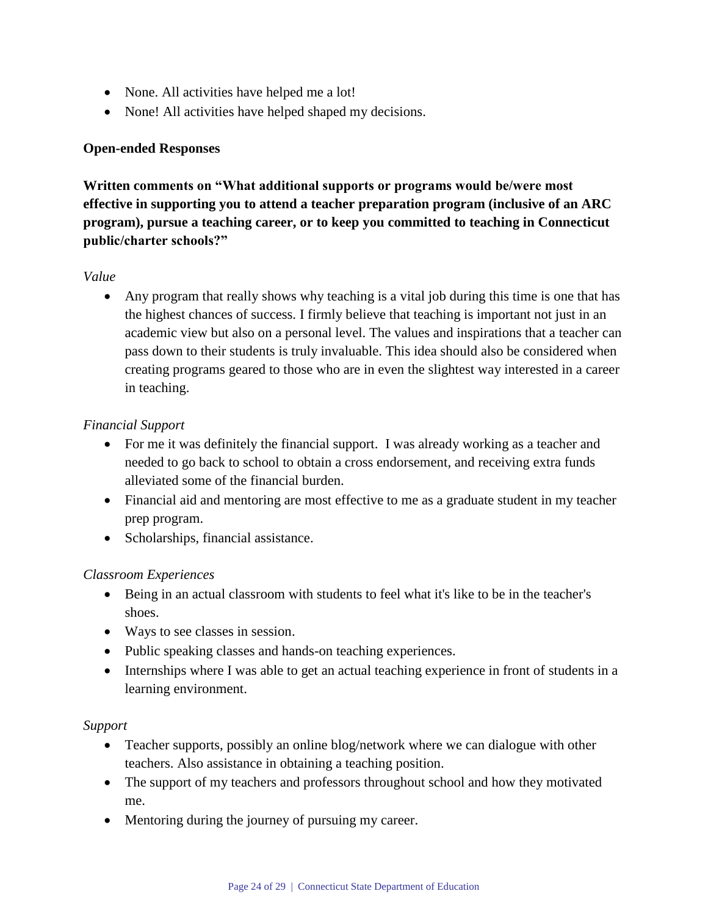- None. All activities have helped me a lot!
- None! All activities have helped shaped my decisions.

**Open-ended Responses**

**Written comments on "What additional supports or programs would be/were most effective in supporting you to attend a teacher preparation program (inclusive of an ARC program), pursue a teaching career, or to keep you committed to teaching in Connecticut public/charter schools?"**

*Value*

- Any program that really shows why teaching is a vital job during this time is one that has the highest chances of success. I firmly believe that teaching is important not just in an academic view but also on a personal level. The values and inspirations that a teacher can pass down to their students is truly invaluable. This idea should also be considered when creating programs geared to those who are in even the slightest way interested in a career in teaching.

*Financial Support*

- For me it was definitely the financial support. I was already working as a teacher and needed to go back to school to obtain a cross endorsement, and receiving extra funds alleviated some of the financial burden.
- Financial aid and mentoring are most effective to me as a graduate student in my teacher prep program.
- Scholarships, financial assistance.

*Classroom Experiences*

- Being in an actual classroom with students to feel what it's like to be in the teacher's shoes.
- Ways to see classes in session.
- Public speaking classes and hands-on teaching experiences.
- Internships where I was able to get an actual teaching experience in front of students in a learning environment.

*Support*

- Teacher supports, possibly an online blog/network where we can dialogue with other teachers. Also assistance in obtaining a teaching position.
- The support of my teachers and professors throughout school and how they motivated me.
- Mentoring during the journey of pursuing my career.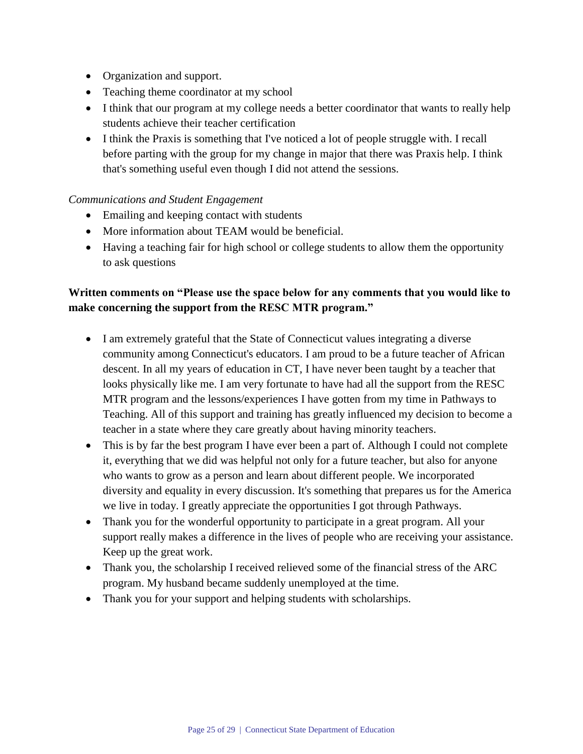- Organization and support.
- Teaching theme coordinator at my school
- I think that our program at my college needs a better coordinator that wants to really help students achieve their teacher certification
- I think the Praxis is something that I've noticed a lot of people struggle with. I recall before parting with the group for my change in major that there was Praxis help. I think that's something useful even though I did not attend the sessions.

*Communications and Student Engagement*

- Emailing and keeping contact with students
- More information about TEAM would be beneficial.
- Having a teaching fair for high school or college students to allow them the opportunity to ask questions

**Written comments on "Please use the space below for any comments that you would like to make concerning the support from the RESC MTR program."**

- I am extremely grateful that the State of Connecticut values integrating a diverse community among Connecticut's educators. I am proud to be a future teacher of African descent. In all my years of education in CT, I have never been taught by a teacher that looks physically like me. I am very fortunate to have had all the support from the RESC MTR program and the lessons/experiences I have gotten from my time in Pathways to Teaching. All of this support and training has greatly influenced my decision to become a teacher in a state where they care greatly about having minority teachers.
- This is by far the best program I have ever been a part of. Although I could not complete it, everything that we did was helpful not only for a future teacher, but also for anyone who wants to grow as a person and learn about different people. We incorporated diversity and equality in every discussion. It's something that prepares us for the America we live in today. I greatly appreciate the opportunities I got through Pathways.
- Thank you for the wonderful opportunity to participate in a great program. All your support really makes a difference in the lives of people who are receiving your assistance. Keep up the great work.
- Thank you, the scholarship I received relieved some of the financial stress of the ARC program. My husband became suddenly unemployed at the time.
- Thank you for your support and helping students with scholarships.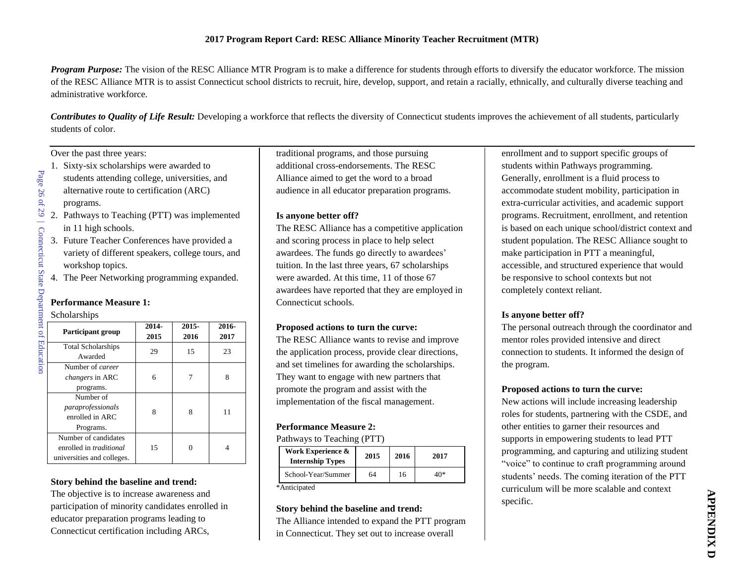# 2017 Program Report Card: RESC Alliance Minority Teacher Recruitment (MTR)

***Program Purpose:*** The vision of the RESC Alliance MTR Program is to make a difference for students through efforts to diversify the educator workforce. The mission of the RESC Alliance MTR is to assist Connecticut school districts to recruit, hire, develop, support, and retain a racially, ethnically, and culturally diverse teaching and administrative workforce.

***Contributes to Quality of Life Result:*** Developing a workforce that reflects the diversity of Connecticut students improves the achievement of all students, particularly students of color.

Over the past three years:

1. Sixty-six scholarships were awarded to students attending college, universities, and alternative route to certification (ARC) programs.
2. Pathways to Teaching (PTT) was implemented in 11 high schools.
3. Future Teacher Conferences have provided a variety of different speakers, college tours, and workshop topics.
4. The Peer Networking programming expanded.

**Performance Measure 1:**

Scholarships

| Participant group | 2014-2015 | 2015-2016 | 2016-2017 |
|---|---|---|---|
| Total Scholarships Awarded | 29 | 15 | 23 |
| Number of *career changers* in ARC programs. | 6 | 7 | 8 |
| Number of *paraprofessionals* enrolled in ARC Programs. | 8 | 8 | 11 |
| Number of candidates enrolled in *traditional* universities and colleges. | 15 | 0 | 4 |

**Story behind the baseline and trend:**

The objective is to increase awareness and participation of minority candidates enrolled in educator preparation programs leading to Connecticut certification including ARCs, traditional programs, and those pursuing additional cross-endorsements. The RESC Alliance aimed to get the word to a broad audience in all educator preparation programs.

**Is anyone better off?**

The RESC Alliance has a competitive application and scoring process in place to help select awardees. The funds go directly to awardees' tuition. In the last three years, 67 scholarships were awarded. At this time, 11 of those 67 awardees have reported that they are employed in Connecticut schools.

**Proposed actions to turn the curve:**

The RESC Alliance wants to revise and improve the application process, provide clear directions, and set timelines for awarding the scholarships. They want to engage with new partners that promote the program and assist with the implementation of the fiscal management.

**Performance Measure 2:**

Pathways to Teaching (PTT)

| Work Experience & Internship Types | 2015 | 2016 | 2017 |
|---|---|---|---|
| School-Year/Summer | 64 | 16 | 40* |

*Anticipated

**Story behind the baseline and trend:**

The Alliance intended to expand the PTT program in Connecticut. They set out to increase overall enrollment and to support specific groups of students within Pathways programming. Generally, enrollment is a fluid process to accommodate student mobility, participation in extra-curricular activities, and academic support programs. Recruitment, enrollment, and retention is based on each unique school/district context and student population. The RESC Alliance sought to make participation in PTT a meaningful, accessible, and structured experience that would be responsive to school contexts but not completely context reliant.

**Is anyone better off?**

The personal outreach through the coordinator and mentor roles provided intensive and direct connection to students. It informed the design of the program.

**Proposed actions to turn the curve:**

New actions will include increasing leadership roles for students, partnering with the CSDE, and other entities to garner their resources and supports in empowering students to lead PTT programming, and capturing and utilizing student "voice" to continue to craft programming around students' needs. The coming iteration of the PTT curriculum will be more scalable and context specific.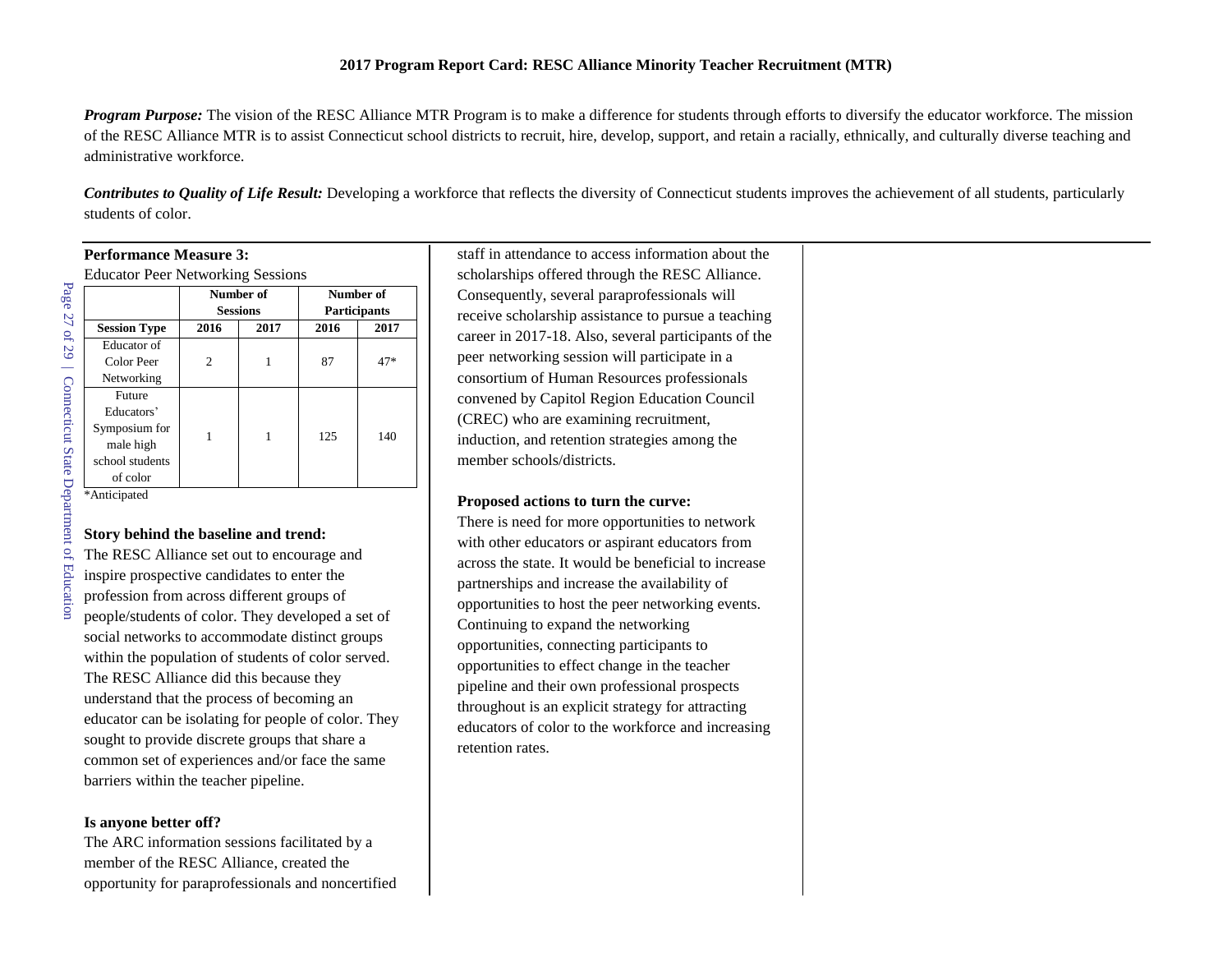**2017 Program Report Card: RESC Alliance Minority Teacher Recruitment (MTR)**

***Program Purpose:*** The vision of the RESC Alliance MTR Program is to make a difference for students through efforts to diversify the educator workforce. The mission of the RESC Alliance MTR is to assist Connecticut school districts to recruit, hire, develop, support, and retain a racially, ethnically, and culturally diverse teaching and administrative workforce.

***Contributes to Quality of Life Result:*** Developing a workforce that reflects the diversity of Connecticut students improves the achievement of all students, particularly students of color.

**Performance Measure 3:**

Educator Peer Networking Sessions

| | Number of Sessions | | Number of Participants | |
|---|---|---|---|---|
| **Session Type** | **2016** | **2017** | **2016** | **2017** |
| Educator of Color Peer Networking | 2 | 1 | 87 | 47* |
| Future Educators' Symposium for male high school students of color | 1 | 1 | 125 | 140 |

*Anticipated

**Story behind the baseline and trend:**

The RESC Alliance set out to encourage and inspire prospective candidates to enter the profession from across different groups of people/students of color. They developed a set of social networks to accommodate distinct groups within the population of students of color served. The RESC Alliance did this because they understand that the process of becoming an educator can be isolating for people of color. They sought to provide discrete groups that share a common set of experiences and/or face the same barriers within the teacher pipeline.

**Is anyone better off?**

The ARC information sessions facilitated by a member of the RESC Alliance, created the opportunity for paraprofessionals and noncertified staff in attendance to access information about the scholarships offered through the RESC Alliance. Consequently, several paraprofessionals will receive scholarship assistance to pursue a teaching career in 2017-18. Also, several participants of the peer networking session will participate in a consortium of Human Resources professionals convened by Capitol Region Education Council (CREC) who are examining recruitment, induction, and retention strategies among the member schools/districts.

**Proposed actions to turn the curve:**

There is need for more opportunities to network with other educators or aspirant educators from across the state. It would be beneficial to increase partnerships and increase the availability of opportunities to host the peer networking events. Continuing to expand the networking opportunities, connecting participants to opportunities to effect change in the teacher pipeline and their own professional prospects throughout is an explicit strategy for attracting educators of color to the workforce and increasing retention rates.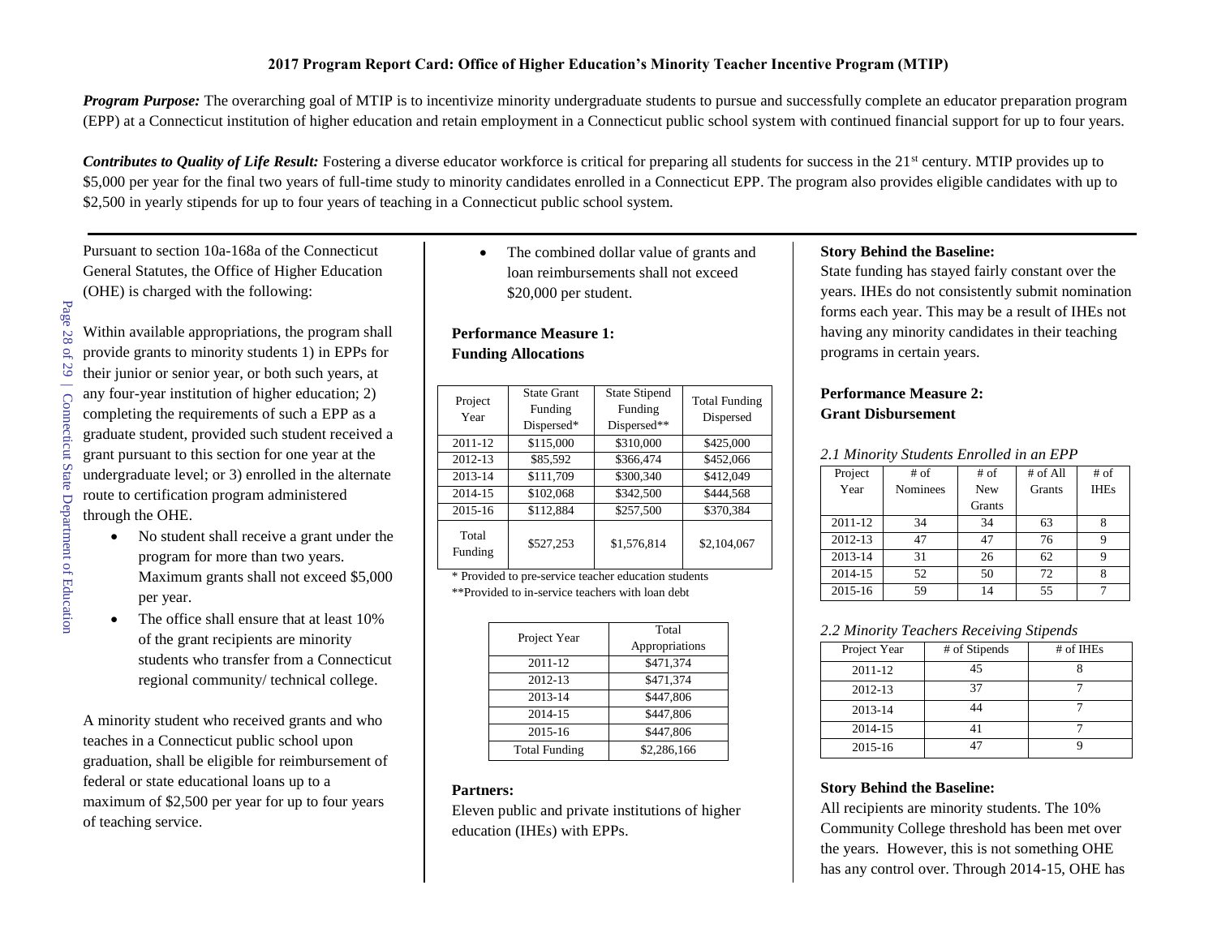**2017 Program Report Card: Office of Higher Education's Minority Teacher Incentive Program (MTIP)**

***Program Purpose:*** The overarching goal of MTIP is to incentivize minority undergraduate students to pursue and successfully complete an educator preparation program (EPP) at a Connecticut institution of higher education and retain employment in a Connecticut public school system with continued financial support for up to four years.

***Contributes to Quality of Life Result:*** Fostering a diverse educator workforce is critical for preparing all students for success in the 21st century. MTIP provides up to $5,000 per year for the final two years of full-time study to minority candidates enrolled in a Connecticut EPP. The program also provides eligible candidates with up to $2,500 in yearly stipends for up to four years of teaching in a Connecticut public school system.

---

Pursuant to section 10a-168a of the Connecticut General Statutes, the Office of Higher Education (OHE) is charged with the following:

Within available appropriations, the program shall provide grants to minority students 1) in EPPs for their junior or senior year, or both such years, at any four-year institution of higher education; 2) completing the requirements of such a EPP as a graduate student, provided such student received a grant pursuant to this section for one year at the undergraduate level; or 3) enrolled in the alternate route to certification program administered through the OHE.

- No student shall receive a grant under the program for more than two years. Maximum grants shall not exceed $5,000 per year.
- The office shall ensure that at least 10% of the grant recipients are minority students who transfer from a Connecticut regional community/ technical college.

A minority student who received grants and who teaches in a Connecticut public school upon graduation, shall be eligible for reimbursement of federal or state educational loans up to a maximum of $2,500 per year for up to four years of teaching service.

- The combined dollar value of grants and loan reimbursements shall not exceed $20,000 per student.

**Performance Measure 1: Funding Allocations**

| Project Year | State Grant Funding Dispersed* | State Stipend Funding Dispersed** | Total Funding Dispersed |
|---|---|---|---|
| 2011-12 | $115,000 | $310,000 | $425,000 |
| 2012-13 | $85,592 | $366,474 | $452,066 |
| 2013-14 | $111,709 | $300,340 | $412,049 |
| 2014-15 | $102,068 | $342,500 | $444,568 |
| 2015-16 | $112,884 | $257,500 | $370,384 |
| Total Funding | $527,253 | $1,576,814 | $2,104,067 |

\* Provided to pre-service teacher education students
**Provided to in-service teachers with loan debt

| Project Year | Total Appropriations |
|---|---|
| 2011-12 | $471,374 |
| 2012-13 | $471,374 |
| 2013-14 | $447,806 |
| 2014-15 | $447,806 |
| 2015-16 | $447,806 |
| Total Funding | $2,286,166 |

**Partners:**
Eleven public and private institutions of higher education (IHEs) with EPPs.

**Story Behind the Baseline:**
State funding has stayed fairly constant over the years. IHEs do not consistently submit nomination forms each year. This may be a result of IHEs not having any minority candidates in their teaching programs in certain years.

**Performance Measure 2: Grant Disbursement**

*2.1 Minority Students Enrolled in an EPP*

| Project Year | # of Nominees | # of New Grants | # of All Grants | # of IHEs |
|---|---|---|---|---|
| 2011-12 | 34 | 34 | 63 | 8 |
| 2012-13 | 47 | 47 | 76 | 9 |
| 2013-14 | 31 | 26 | 62 | 9 |
| 2014-15 | 52 | 50 | 72 | 8 |
| 2015-16 | 59 | 14 | 55 | 7 |

*2.2 Minority Teachers Receiving Stipends*

| Project Year | # of Stipends | # of IHEs |
|---|---|---|
| 2011-12 | 45 | 8 |
| 2012-13 | 37 | 7 |
| 2013-14 | 44 | 7 |
| 2014-15 | 41 | 7 |
| 2015-16 | 47 | 9 |

**Story Behind the Baseline:**
All recipients are minority students. The 10% Community College threshold has been met over the years. However, this is not something OHE has any control over. Through 2014-15, OHE has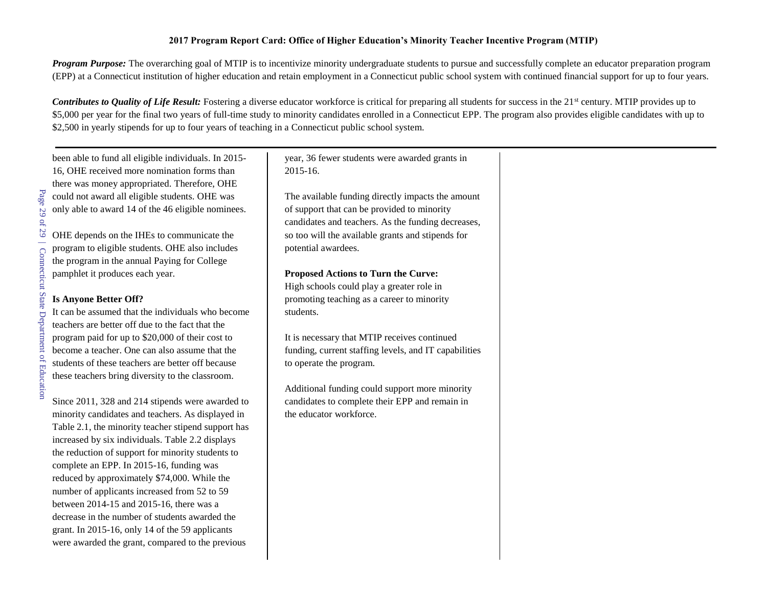**2017 Program Report Card: Office of Higher Education's Minority Teacher Incentive Program (MTIP)**

***Program Purpose:*** The overarching goal of MTIP is to incentivize minority undergraduate students to pursue and successfully complete an educator preparation program (EPP) at a Connecticut institution of higher education and retain employment in a Connecticut public school system with continued financial support for up to four years.

***Contributes to Quality of Life Result:*** Fostering a diverse educator workforce is critical for preparing all students for success in the 21st century. MTIP provides up to $5,000 per year for the final two years of full-time study to minority candidates enrolled in a Connecticut EPP. The program also provides eligible candidates with up to $2,500 in yearly stipends for up to four years of teaching in a Connecticut public school system.

---

been able to fund all eligible individuals. In 2015-16, OHE received more nomination forms than there was money appropriated. Therefore, OHE could not award all eligible students. OHE was only able to award 14 of the 46 eligible nominees.

OHE depends on the IHEs to communicate the program to eligible students. OHE also includes the program in the annual Paying for College pamphlet it produces each year.

**Is Anyone Better Off?**

It can be assumed that the individuals who become teachers are better off due to the fact that the program paid for up to $20,000 of their cost to become a teacher. One can also assume that the students of these teachers are better off because these teachers bring diversity to the classroom.

Since 2011, 328 and 214 stipends were awarded to minority candidates and teachers. As displayed in Table 2.1, the minority teacher stipend support has increased by six individuals. Table 2.2 displays the reduction of support for minority students to complete an EPP. In 2015-16, funding was reduced by approximately $74,000. While the number of applicants increased from 52 to 59 between 2014-15 and 2015-16, there was a decrease in the number of students awarded the grant. In 2015-16, only 14 of the 59 applicants were awarded the grant, compared to the previous year, 36 fewer students were awarded grants in 2015-16.

The available funding directly impacts the amount of support that can be provided to minority candidates and teachers. As the funding decreases, so too will the available grants and stipends for potential awardees.

**Proposed Actions to Turn the Curve:**

High schools could play a greater role in promoting teaching as a career to minority students.

It is necessary that MTIP receives continued funding, current staffing levels, and IT capabilities to operate the program.

Additional funding could support more minority candidates to complete their EPP and remain in the educator workforce.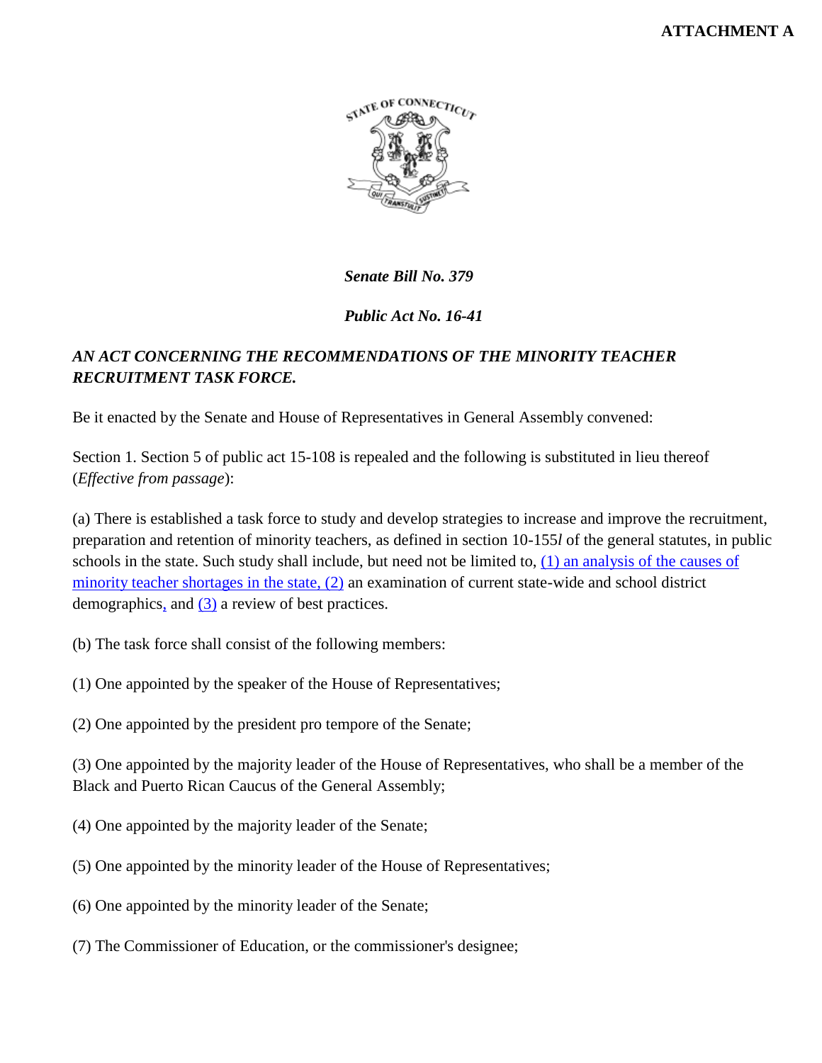**ATTACHMENT A**

*Senate Bill No. 379*

*Public Act No. 16-41*

***AN ACT CONCERNING THE RECOMMENDATIONS OF THE MINORITY TEACHER RECRUITMENT TASK FORCE.***

Be it enacted by the Senate and House of Representatives in General Assembly convened:

Section 1. Section 5 of public act 15-108 is repealed and the following is substituted in lieu thereof (*Effective from passage*):

(a) There is established a task force to study and develop strategies to increase and improve the recruitment, preparation and retention of minority teachers, as defined in section 10-155*l* of the general statutes, in public schools in the state. Such study shall include, but need not be limited to, (1) an analysis of the causes of minority teacher shortages in the state, (2) an examination of current state-wide and school district demographics, and (3) a review of best practices.

(b) The task force shall consist of the following members:

(1) One appointed by the speaker of the House of Representatives;

(2) One appointed by the president pro tempore of the Senate;

(3) One appointed by the majority leader of the House of Representatives, who shall be a member of the Black and Puerto Rican Caucus of the General Assembly;

(4) One appointed by the majority leader of the Senate;

(5) One appointed by the minority leader of the House of Representatives;

(6) One appointed by the minority leader of the Senate;

(7) The Commissioner of Education, or the commissioner's designee;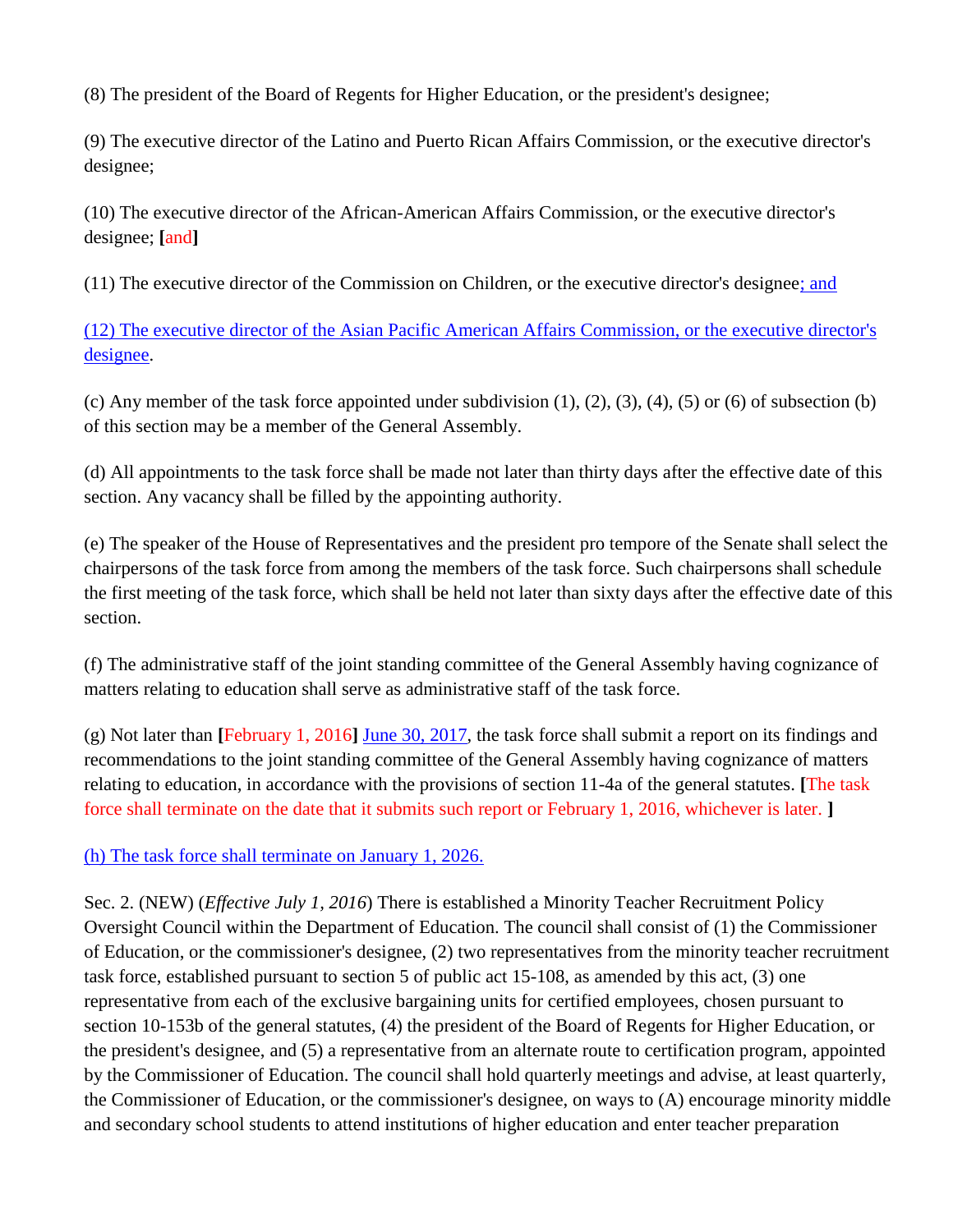(8) The president of the Board of Regents for Higher Education, or the president's designee;

(9) The executive director of the Latino and Puerto Rican Affairs Commission, or the executive director's designee;

(10) The executive director of the African-American Affairs Commission, or the executive director's designee; [and]

(11) The executive director of the Commission on Children, or the executive director's designee; and

(12) The executive director of the Asian Pacific American Affairs Commission, or the executive director's designee.

(c) Any member of the task force appointed under subdivision (1), (2), (3), (4), (5) or (6) of subsection (b) of this section may be a member of the General Assembly.

(d) All appointments to the task force shall be made not later than thirty days after the effective date of this section. Any vacancy shall be filled by the appointing authority.

(e) The speaker of the House of Representatives and the president pro tempore of the Senate shall select the chairpersons of the task force from among the members of the task force. Such chairpersons shall schedule the first meeting of the task force, which shall be held not later than sixty days after the effective date of this section.

(f) The administrative staff of the joint standing committee of the General Assembly having cognizance of matters relating to education shall serve as administrative staff of the task force.

(g) Not later than [February 1, 2016] June 30, 2017, the task force shall submit a report on its findings and recommendations to the joint standing committee of the General Assembly having cognizance of matters relating to education, in accordance with the provisions of section 11-4a of the general statutes. [The task force shall terminate on the date that it submits such report or February 1, 2016, whichever is later. ]

(h) The task force shall terminate on January 1, 2026.

Sec. 2. (NEW) (*Effective July 1, 2016*) There is established a Minority Teacher Recruitment Policy Oversight Council within the Department of Education. The council shall consist of (1) the Commissioner of Education, or the commissioner's designee, (2) two representatives from the minority teacher recruitment task force, established pursuant to section 5 of public act 15-108, as amended by this act, (3) one representative from each of the exclusive bargaining units for certified employees, chosen pursuant to section 10-153b of the general statutes, (4) the president of the Board of Regents for Higher Education, or the president's designee, and (5) a representative from an alternate route to certification program, appointed by the Commissioner of Education. The council shall hold quarterly meetings and advise, at least quarterly, the Commissioner of Education, or the commissioner's designee, on ways to (A) encourage minority middle and secondary school students to attend institutions of higher education and enter teacher preparation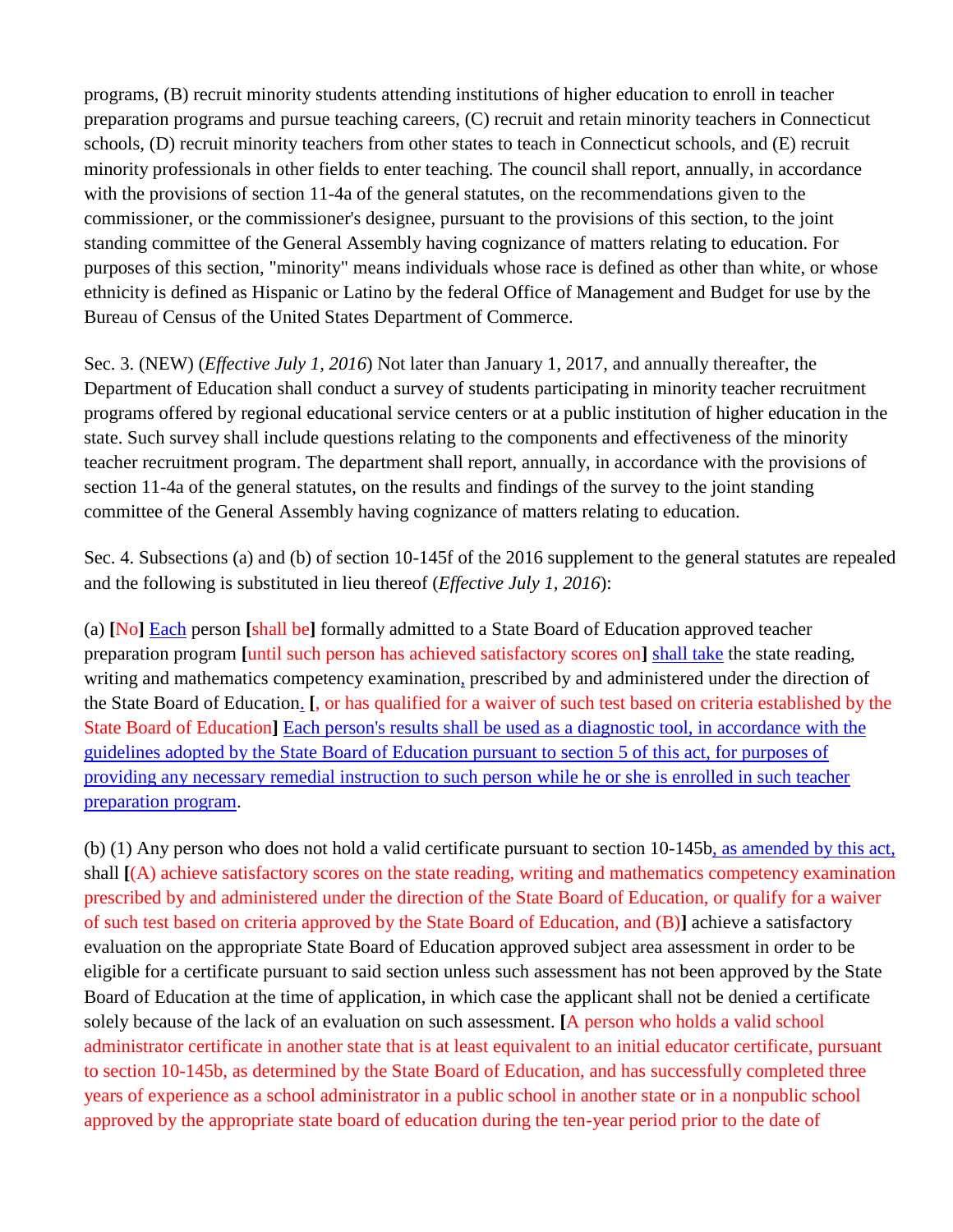programs, (B) recruit minority students attending institutions of higher education to enroll in teacher preparation programs and pursue teaching careers, (C) recruit and retain minority teachers in Connecticut schools, (D) recruit minority teachers from other states to teach in Connecticut schools, and (E) recruit minority professionals in other fields to enter teaching. The council shall report, annually, in accordance with the provisions of section 11-4a of the general statutes, on the recommendations given to the commissioner, or the commissioner's designee, pursuant to the provisions of this section, to the joint standing committee of the General Assembly having cognizance of matters relating to education. For purposes of this section, "minority" means individuals whose race is defined as other than white, or whose ethnicity is defined as Hispanic or Latino by the federal Office of Management and Budget for use by the Bureau of Census of the United States Department of Commerce.

Sec. 3. (NEW) (*Effective July 1, 2016*) Not later than January 1, 2017, and annually thereafter, the Department of Education shall conduct a survey of students participating in minority teacher recruitment programs offered by regional educational service centers or at a public institution of higher education in the state. Such survey shall include questions relating to the components and effectiveness of the minority teacher recruitment program. The department shall report, annually, in accordance with the provisions of section 11-4a of the general statutes, on the results and findings of the survey to the joint standing committee of the General Assembly having cognizance of matters relating to education.

Sec. 4. Subsections (a) and (b) of section 10-145f of the 2016 supplement to the general statutes are repealed and the following is substituted in lieu thereof (*Effective July 1, 2016*):

(a) **[**No**]** Each person **[**shall be**]** formally admitted to a State Board of Education approved teacher preparation program **[**until such person has achieved satisfactory scores on**]** shall take the state reading, writing and mathematics competency examination, prescribed by and administered under the direction of the State Board of Education. **[**, or has qualified for a waiver of such test based on criteria established by the State Board of Education**]** Each person's results shall be used as a diagnostic tool, in accordance with the guidelines adopted by the State Board of Education pursuant to section 5 of this act, for purposes of providing any necessary remedial instruction to such person while he or she is enrolled in such teacher preparation program.

(b) (1) Any person who does not hold a valid certificate pursuant to section 10-145b, as amended by this act, shall **[**(A) achieve satisfactory scores on the state reading, writing and mathematics competency examination prescribed by and administered under the direction of the State Board of Education, or qualify for a waiver of such test based on criteria approved by the State Board of Education, and (B)**]** achieve a satisfactory evaluation on the appropriate State Board of Education approved subject area assessment in order to be eligible for a certificate pursuant to said section unless such assessment has not been approved by the State Board of Education at the time of application, in which case the applicant shall not be denied a certificate solely because of the lack of an evaluation on such assessment. **[**A person who holds a valid school administrator certificate in another state that is at least equivalent to an initial educator certificate, pursuant to section 10-145b, as determined by the State Board of Education, and has successfully completed three years of experience as a school administrator in a public school in another state or in a nonpublic school approved by the appropriate state board of education during the ten-year period prior to the date of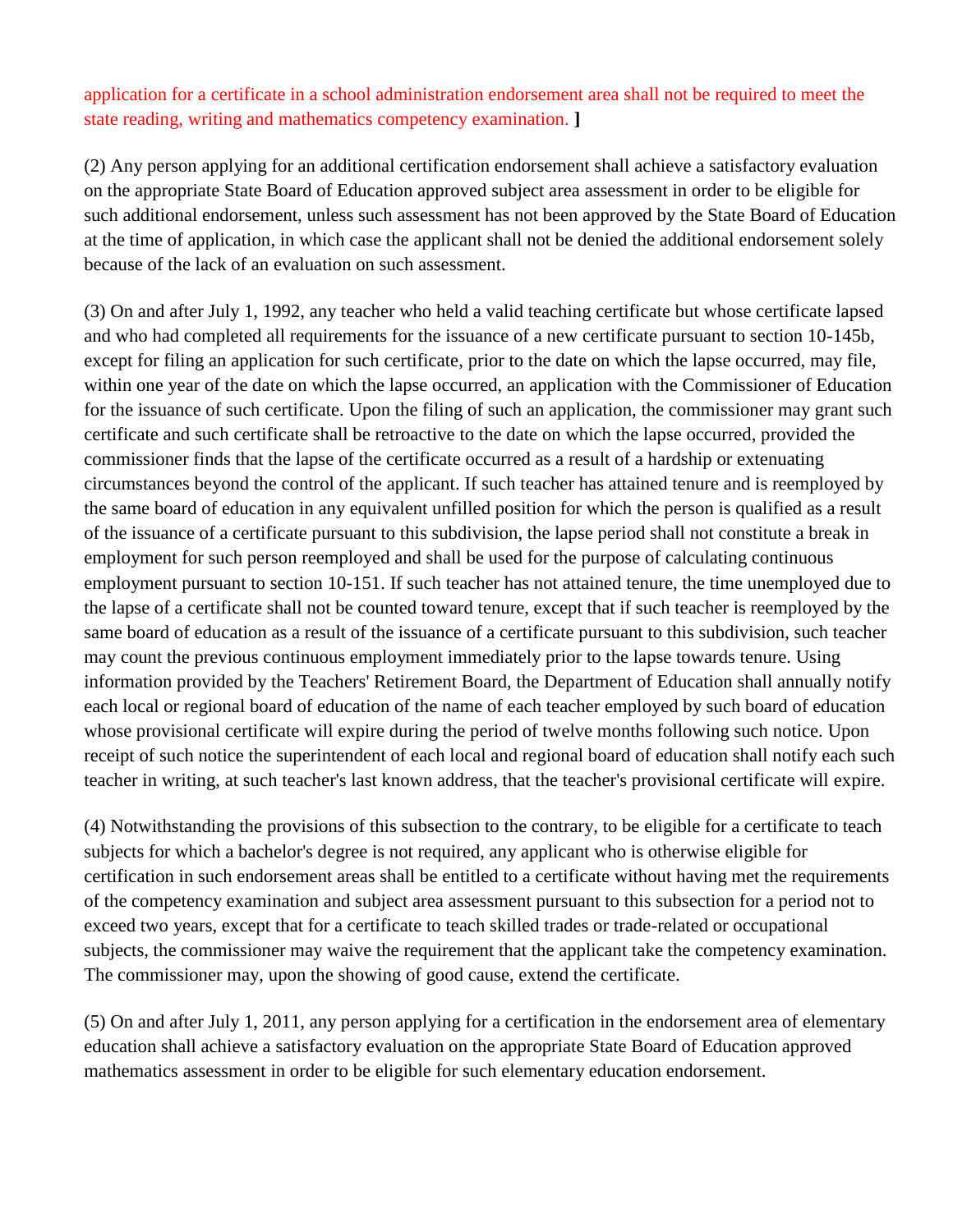application for a certificate in a school administration endorsement area shall not be required to meet the state reading, writing and mathematics competency examination. **]**

(2) Any person applying for an additional certification endorsement shall achieve a satisfactory evaluation on the appropriate State Board of Education approved subject area assessment in order to be eligible for such additional endorsement, unless such assessment has not been approved by the State Board of Education at the time of application, in which case the applicant shall not be denied the additional endorsement solely because of the lack of an evaluation on such assessment.

(3) On and after July 1, 1992, any teacher who held a valid teaching certificate but whose certificate lapsed and who had completed all requirements for the issuance of a new certificate pursuant to section 10-145b, except for filing an application for such certificate, prior to the date on which the lapse occurred, may file, within one year of the date on which the lapse occurred, an application with the Commissioner of Education for the issuance of such certificate. Upon the filing of such an application, the commissioner may grant such certificate and such certificate shall be retroactive to the date on which the lapse occurred, provided the commissioner finds that the lapse of the certificate occurred as a result of a hardship or extenuating circumstances beyond the control of the applicant. If such teacher has attained tenure and is reemployed by the same board of education in any equivalent unfilled position for which the person is qualified as a result of the issuance of a certificate pursuant to this subdivision, the lapse period shall not constitute a break in employment for such person reemployed and shall be used for the purpose of calculating continuous employment pursuant to section 10-151. If such teacher has not attained tenure, the time unemployed due to the lapse of a certificate shall not be counted toward tenure, except that if such teacher is reemployed by the same board of education as a result of the issuance of a certificate pursuant to this subdivision, such teacher may count the previous continuous employment immediately prior to the lapse towards tenure. Using information provided by the Teachers' Retirement Board, the Department of Education shall annually notify each local or regional board of education of the name of each teacher employed by such board of education whose provisional certificate will expire during the period of twelve months following such notice. Upon receipt of such notice the superintendent of each local and regional board of education shall notify each such teacher in writing, at such teacher's last known address, that the teacher's provisional certificate will expire.

(4) Notwithstanding the provisions of this subsection to the contrary, to be eligible for a certificate to teach subjects for which a bachelor's degree is not required, any applicant who is otherwise eligible for certification in such endorsement areas shall be entitled to a certificate without having met the requirements of the competency examination and subject area assessment pursuant to this subsection for a period not to exceed two years, except that for a certificate to teach skilled trades or trade-related or occupational subjects, the commissioner may waive the requirement that the applicant take the competency examination. The commissioner may, upon the showing of good cause, extend the certificate.

(5) On and after July 1, 2011, any person applying for a certification in the endorsement area of elementary education shall achieve a satisfactory evaluation on the appropriate State Board of Education approved mathematics assessment in order to be eligible for such elementary education endorsement.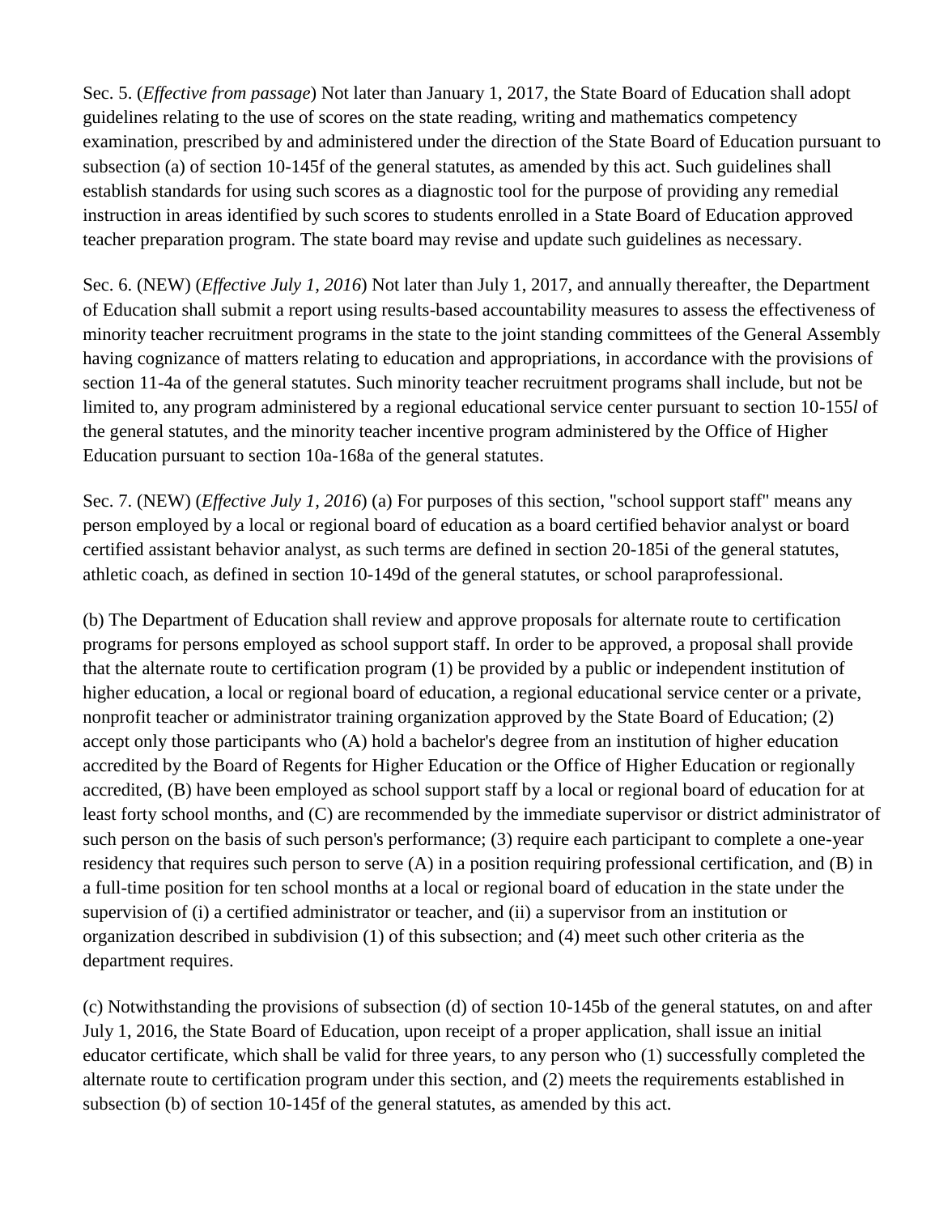Sec. 5. (*Effective from passage*) Not later than January 1, 2017, the State Board of Education shall adopt guidelines relating to the use of scores on the state reading, writing and mathematics competency examination, prescribed by and administered under the direction of the State Board of Education pursuant to subsection (a) of section 10-145f of the general statutes, as amended by this act. Such guidelines shall establish standards for using such scores as a diagnostic tool for the purpose of providing any remedial instruction in areas identified by such scores to students enrolled in a State Board of Education approved teacher preparation program. The state board may revise and update such guidelines as necessary.

Sec. 6. (NEW) (*Effective July 1, 2016*) Not later than July 1, 2017, and annually thereafter, the Department of Education shall submit a report using results-based accountability measures to assess the effectiveness of minority teacher recruitment programs in the state to the joint standing committees of the General Assembly having cognizance of matters relating to education and appropriations, in accordance with the provisions of section 11-4a of the general statutes. Such minority teacher recruitment programs shall include, but not be limited to, any program administered by a regional educational service center pursuant to section 10-155*l* of the general statutes, and the minority teacher incentive program administered by the Office of Higher Education pursuant to section 10a-168a of the general statutes.

Sec. 7. (NEW) (*Effective July 1, 2016*) (a) For purposes of this section, "school support staff" means any person employed by a local or regional board of education as a board certified behavior analyst or board certified assistant behavior analyst, as such terms are defined in section 20-185i of the general statutes, athletic coach, as defined in section 10-149d of the general statutes, or school paraprofessional.

(b) The Department of Education shall review and approve proposals for alternate route to certification programs for persons employed as school support staff. In order to be approved, a proposal shall provide that the alternate route to certification program (1) be provided by a public or independent institution of higher education, a local or regional board of education, a regional educational service center or a private, nonprofit teacher or administrator training organization approved by the State Board of Education; (2) accept only those participants who (A) hold a bachelor's degree from an institution of higher education accredited by the Board of Regents for Higher Education or the Office of Higher Education or regionally accredited, (B) have been employed as school support staff by a local or regional board of education for at least forty school months, and (C) are recommended by the immediate supervisor or district administrator of such person on the basis of such person's performance; (3) require each participant to complete a one-year residency that requires such person to serve (A) in a position requiring professional certification, and (B) in a full-time position for ten school months at a local or regional board of education in the state under the supervision of (i) a certified administrator or teacher, and (ii) a supervisor from an institution or organization described in subdivision (1) of this subsection; and (4) meet such other criteria as the department requires.

(c) Notwithstanding the provisions of subsection (d) of section 10-145b of the general statutes, on and after July 1, 2016, the State Board of Education, upon receipt of a proper application, shall issue an initial educator certificate, which shall be valid for three years, to any person who (1) successfully completed the alternate route to certification program under this section, and (2) meets the requirements established in subsection (b) of section 10-145f of the general statutes, as amended by this act.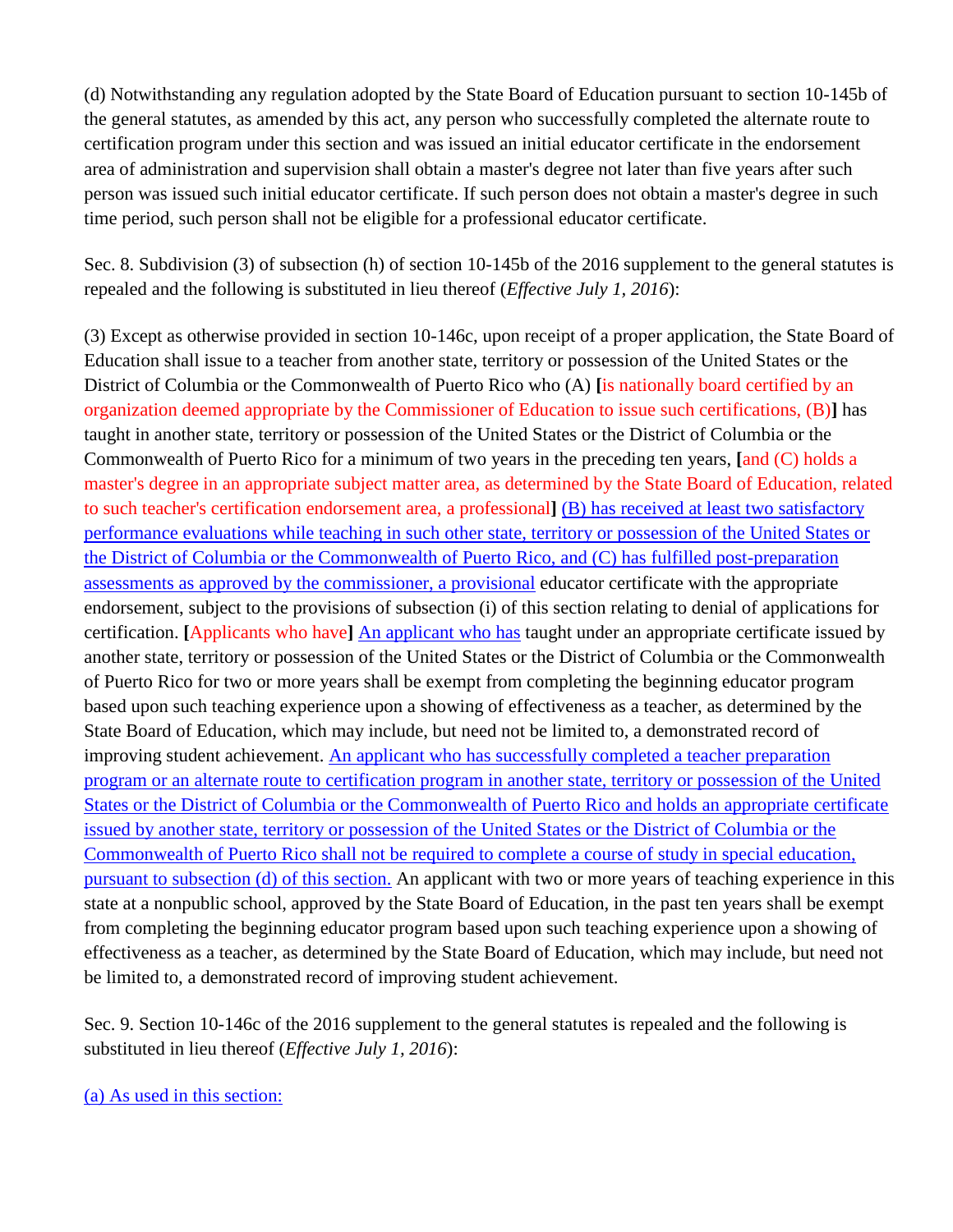(d) Notwithstanding any regulation adopted by the State Board of Education pursuant to section 10-145b of the general statutes, as amended by this act, any person who successfully completed the alternate route to certification program under this section and was issued an initial educator certificate in the endorsement area of administration and supervision shall obtain a master's degree not later than five years after such person was issued such initial educator certificate. If such person does not obtain a master's degree in such time period, such person shall not be eligible for a professional educator certificate.

Sec. 8. Subdivision (3) of subsection (h) of section 10-145b of the 2016 supplement to the general statutes is repealed and the following is substituted in lieu thereof (*Effective July 1, 2016*):

(3) Except as otherwise provided in section 10-146c, upon receipt of a proper application, the State Board of Education shall issue to a teacher from another state, territory or possession of the United States or the District of Columbia or the Commonwealth of Puerto Rico who (A) **[**is nationally board certified by an organization deemed appropriate by the Commissioner of Education to issue such certifications, (B)**]** has taught in another state, territory or possession of the United States or the District of Columbia or the Commonwealth of Puerto Rico for a minimum of two years in the preceding ten years, **[**and (C) holds a master's degree in an appropriate subject matter area, as determined by the State Board of Education, related to such teacher's certification endorsement area, a professional**]** (B) has received at least two satisfactory performance evaluations while teaching in such other state, territory or possession of the United States or the District of Columbia or the Commonwealth of Puerto Rico, and (C) has fulfilled post-preparation assessments as approved by the commissioner, a provisional educator certificate with the appropriate endorsement, subject to the provisions of subsection (i) of this section relating to denial of applications for certification. **[**Applicants who have**]** An applicant who has taught under an appropriate certificate issued by another state, territory or possession of the United States or the District of Columbia or the Commonwealth of Puerto Rico for two or more years shall be exempt from completing the beginning educator program based upon such teaching experience upon a showing of effectiveness as a teacher, as determined by the State Board of Education, which may include, but need not be limited to, a demonstrated record of improving student achievement. An applicant who has successfully completed a teacher preparation program or an alternate route to certification program in another state, territory or possession of the United States or the District of Columbia or the Commonwealth of Puerto Rico and holds an appropriate certificate issued by another state, territory or possession of the United States or the District of Columbia or the Commonwealth of Puerto Rico shall not be required to complete a course of study in special education, pursuant to subsection (d) of this section. An applicant with two or more years of teaching experience in this state at a nonpublic school, approved by the State Board of Education, in the past ten years shall be exempt from completing the beginning educator program based upon such teaching experience upon a showing of effectiveness as a teacher, as determined by the State Board of Education, which may include, but need not be limited to, a demonstrated record of improving student achievement.

Sec. 9. Section 10-146c of the 2016 supplement to the general statutes is repealed and the following is substituted in lieu thereof (*Effective July 1, 2016*):

(a) As used in this section: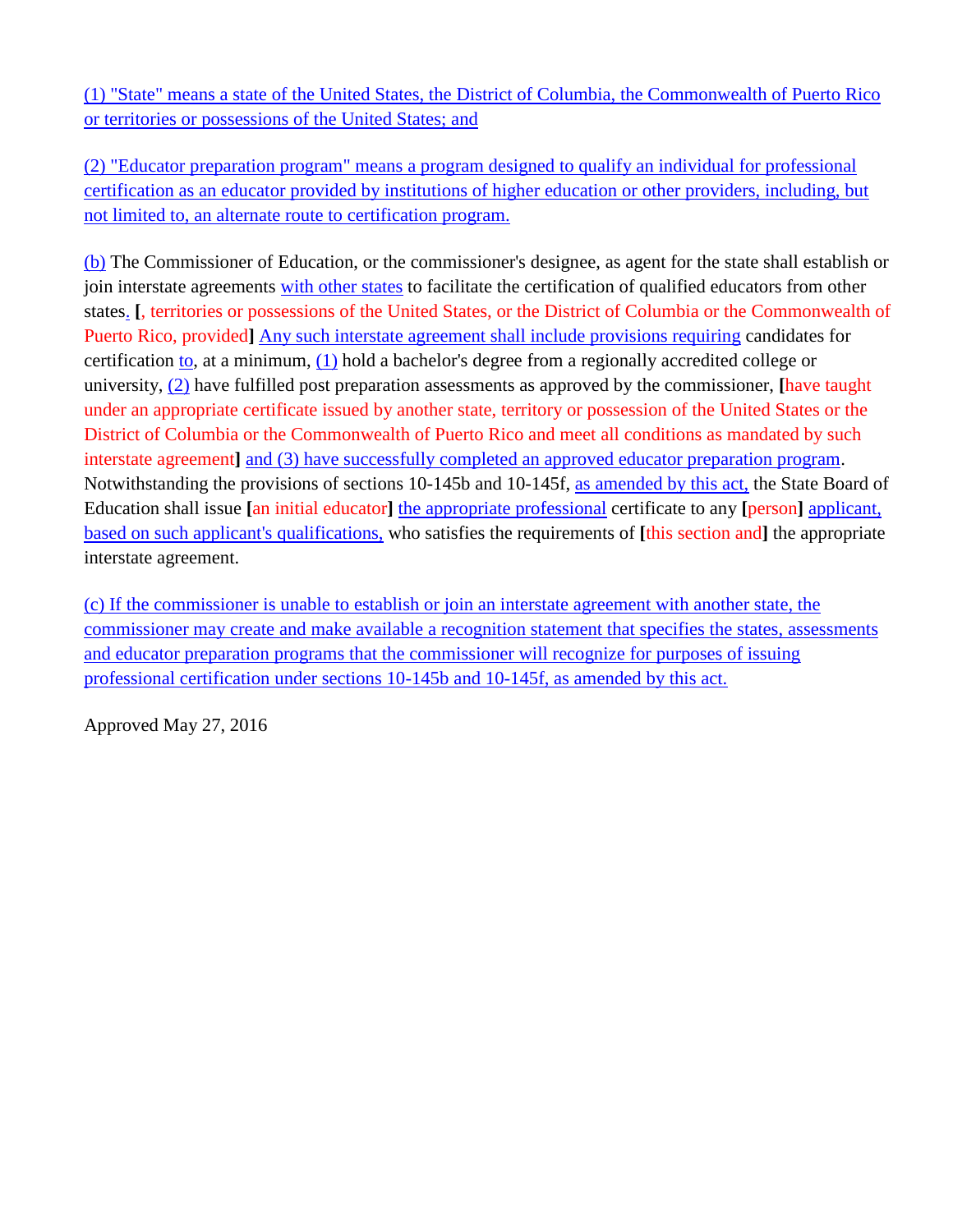(1) "State" means a state of the United States, the District of Columbia, the Commonwealth of Puerto Rico or territories or possessions of the United States; and

(2) "Educator preparation program" means a program designed to qualify an individual for professional certification as an educator provided by institutions of higher education or other providers, including, but not limited to, an alternate route to certification program.

(b) The Commissioner of Education, or the commissioner's designee, as agent for the state shall establish or join interstate agreements with other states to facilitate the certification of qualified educators from other states. [, territories or possessions of the United States, or the District of Columbia or the Commonwealth of Puerto Rico, provided] Any such interstate agreement shall include provisions requiring candidates for certification to, at a minimum, (1) hold a bachelor's degree from a regionally accredited college or university, (2) have fulfilled post preparation assessments as approved by the commissioner, [have taught under an appropriate certificate issued by another state, territory or possession of the United States or the District of Columbia or the Commonwealth of Puerto Rico and meet all conditions as mandated by such interstate agreement] and (3) have successfully completed an approved educator preparation program. Notwithstanding the provisions of sections 10-145b and 10-145f, as amended by this act, the State Board of Education shall issue [an initial educator] the appropriate professional certificate to any [person] applicant, based on such applicant's qualifications, who satisfies the requirements of [this section and] the appropriate interstate agreement.

(c) If the commissioner is unable to establish or join an interstate agreement with another state, the commissioner may create and make available a recognition statement that specifies the states, assessments and educator preparation programs that the commissioner will recognize for purposes of issuing professional certification under sections 10-145b and 10-145f, as amended by this act.

Approved May 27, 2016